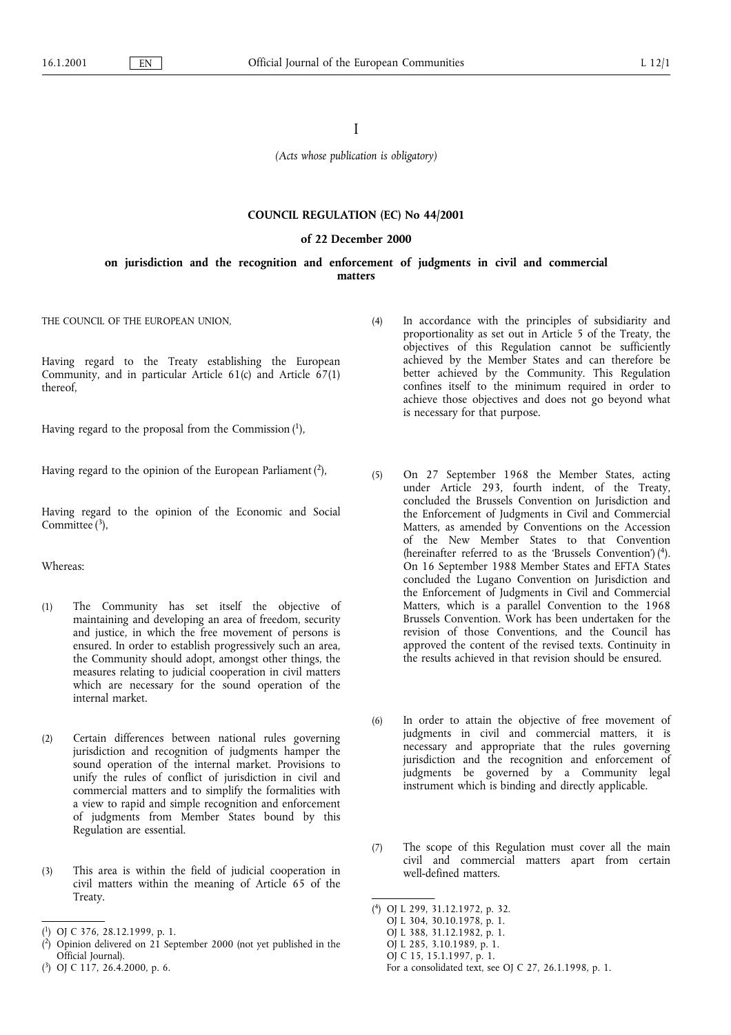I

*(Acts whose publication is obligatory)*

# COUNCIL REGULATION (EC) No 44/2001

## of 22 December 2000

## on jurisdiction and the recognition and enforcement of judgments in civil and commercial matters

THE COUNCIL OF THE EUROPEAN UNION,

Having regard to the Treaty establishing the European Community, and in particular Article 61(c) and Article 67(1) thereof,

Having regard to the proposal from the Commission [1],

Having regard to the opinion of the European Parliament [2],

Having regard to the opinion of the Economic and Social Committee [3],

Whereas:

(1) The Community has set itself the objective of maintaining and developing an area of freedom, security and justice, in which the free movement of persons is ensured. In order to establish progressively such an area, the Community should adopt, amongst other things, the measures relating to judicial cooperation in civil matters which are necessary for the sound operation of the internal market.

(2) Certain differences between national rules governing jurisdiction and recognition of judgments hamper the sound operation of the internal market. Provisions to unify the rules of conflict of jurisdiction in civil and commercial matters and to simplify the formalities with a view to rapid and simple recognition and enforcement of judgments from Member States bound by this Regulation are essential.

(3) This area is within the field of judicial cooperation in civil matters within the meaning of Article 65 of the Treaty.

(4) In accordance with the principles of subsidiarity and proportionality as set out in Article 5 of the Treaty, the objectives of this Regulation cannot be sufficiently achieved by the Member States and can therefore be better achieved by the Community. This Regulation confines itself to the minimum required in order to achieve those objectives and does not go beyond what is necessary for that purpose.

(5) On 27 September 1968 the Member States, acting under Article 293, fourth indent, of the Treaty, concluded the Brussels Convention on Jurisdiction and the Enforcement of Judgments in Civil and Commercial Matters, as amended by Conventions on the Accession of the New Member States to that Convention (hereinafter referred to as the 'Brussels Convention') [4]. On 16 September 1988 Member States and EFTA States concluded the Lugano Convention on Jurisdiction and the Enforcement of Judgments in Civil and Commercial Matters, which is a parallel Convention to the 1968 Brussels Convention. Work has been undertaken for the revision of those Conventions, and the Council has approved the content of the revised texts. Continuity in the results achieved in that revision should be ensured.

(6) In order to attain the objective of free movement of judgments in civil and commercial matters, it is necessary and appropriate that the rules governing jurisdiction and the recognition and enforcement of judgments be governed by a Community legal instrument which is binding and directly applicable.

(7) The scope of this Regulation must cover all the main civil and commercial matters apart from certain well-defined matters.

---

[1] OJ C 376, 28.12.1999, p. 1.

[2] Opinion delivered on 21 September 2000 (not yet published in the Official Journal).

[3] OJ C 117, 26.4.2000, p. 6.

[4] OJ L 299, 31.12.1972, p. 32.
OJ L 304, 30.10.1978, p. 1.
OJ L 388, 31.12.1982, p. 1.
OJ L 285, 3.10.1989, p. 1.
OJ C 15, 15.1.1997, p. 1.
For a consolidated text, see OJ C 27, 26.1.1998, p. 1.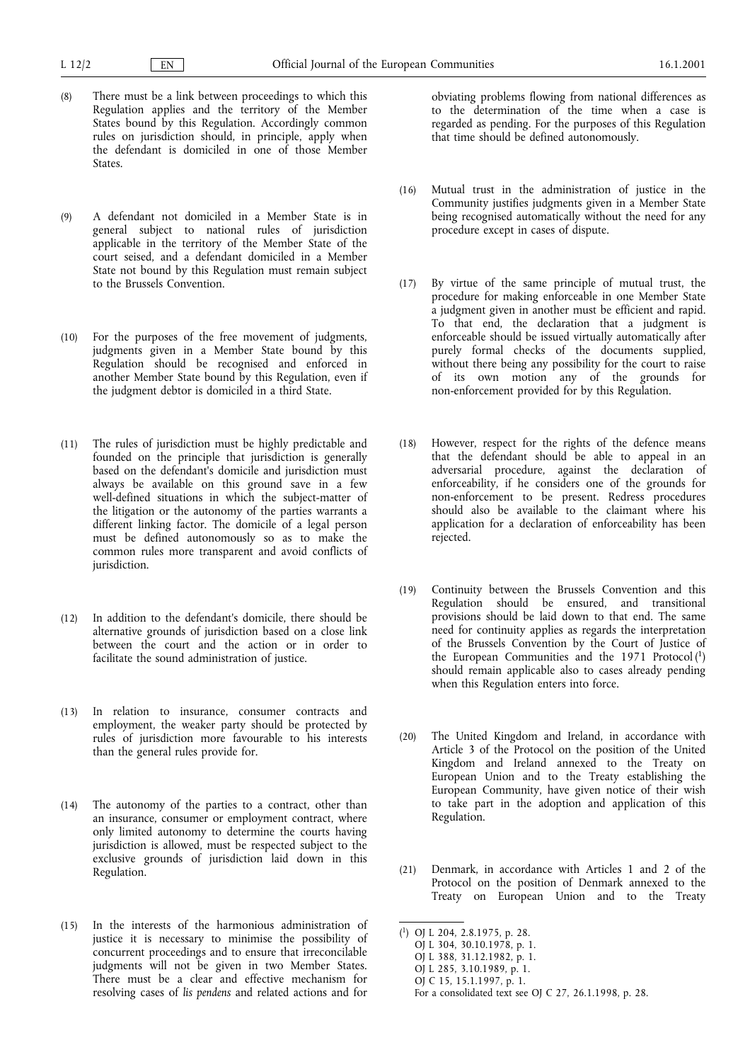(8) There must be a link between proceedings to which this Regulation applies and the territory of the Member States bound by this Regulation. Accordingly common rules on jurisdiction should, in principle, apply when the defendant is domiciled in one of those Member States.

(9) A defendant not domiciled in a Member State is in general subject to national rules of jurisdiction applicable in the territory of the Member State of the court seised, and a defendant domiciled in a Member State not bound by this Regulation must remain subject to the Brussels Convention.

(10) For the purposes of the free movement of judgments, judgments given in a Member State bound by this Regulation should be recognised and enforced in another Member State bound by this Regulation, even if the judgment debtor is domiciled in a third State.

(11) The rules of jurisdiction must be highly predictable and founded on the principle that jurisdiction is generally based on the defendant's domicile and jurisdiction must always be available on this ground save in a few well-defined situations in which the subject-matter of the litigation or the autonomy of the parties warrants a different linking factor. The domicile of a legal person must be defined autonomously so as to make the common rules more transparent and avoid conflicts of jurisdiction.

(12) In addition to the defendant's domicile, there should be alternative grounds of jurisdiction based on a close link between the court and the action or in order to facilitate the sound administration of justice.

(13) In relation to insurance, consumer contracts and employment, the weaker party should be protected by rules of jurisdiction more favourable to his interests than the general rules provide for.

(14) The autonomy of the parties to a contract, other than an insurance, consumer or employment contract, where only limited autonomy to determine the courts having jurisdiction is allowed, must be respected subject to the exclusive grounds of jurisdiction laid down in this Regulation.

(15) In the interests of the harmonious administration of justice it is necessary to minimise the possibility of concurrent proceedings and to ensure that irreconcilable judgments will not be given in two Member States. There must be a clear and effective mechanism for resolving cases of *lis pendens* and related actions and for obviating problems flowing from national differences as to the determination of the time when a case is regarded as pending. For the purposes of this Regulation that time should be defined autonomously.

(16) Mutual trust in the administration of justice in the Community justifies judgments given in a Member State being recognised automatically without the need for any procedure except in cases of dispute.

(17) By virtue of the same principle of mutual trust, the procedure for making enforceable in one Member State a judgment given in another must be efficient and rapid. To that end, the declaration that a judgment is enforceable should be issued virtually automatically after purely formal checks of the documents supplied, without there being any possibility for the court to raise of its own motion any of the grounds for non-enforcement provided for by this Regulation.

(18) However, respect for the rights of the defence means that the defendant should be able to appeal in an adversarial procedure, against the declaration of enforceability, if he considers one of the grounds for non-enforcement to be present. Redress procedures should also be available to the claimant where his application for a declaration of enforceability has been rejected.

(19) Continuity between the Brussels Convention and this Regulation should be ensured, and transitional provisions should be laid down to that end. The same need for continuity applies as regards the interpretation of the Brussels Convention by the Court of Justice of the European Communities and the 1971 Protocol [1] should remain applicable also to cases already pending when this Regulation enters into force.

(20) The United Kingdom and Ireland, in accordance with Article 3 of the Protocol on the position of the United Kingdom and Ireland annexed to the Treaty on European Union and to the Treaty establishing the European Community, have given notice of their wish to take part in the adoption and application of this Regulation.

(21) Denmark, in accordance with Articles 1 and 2 of the Protocol on the position of Denmark annexed to the Treaty on European Union and to the Treaty

---

[1] OJ L 204, 2.8.1975, p. 28.
OJ L 304, 30.10.1978, p. 1.
OJ L 388, 31.12.1982, p. 1.
OJ L 285, 3.10.1989, p. 1.
OJ C 15, 15.1.1997, p. 1.
For a consolidated text see OJ C 27, 26.1.1998, p. 28.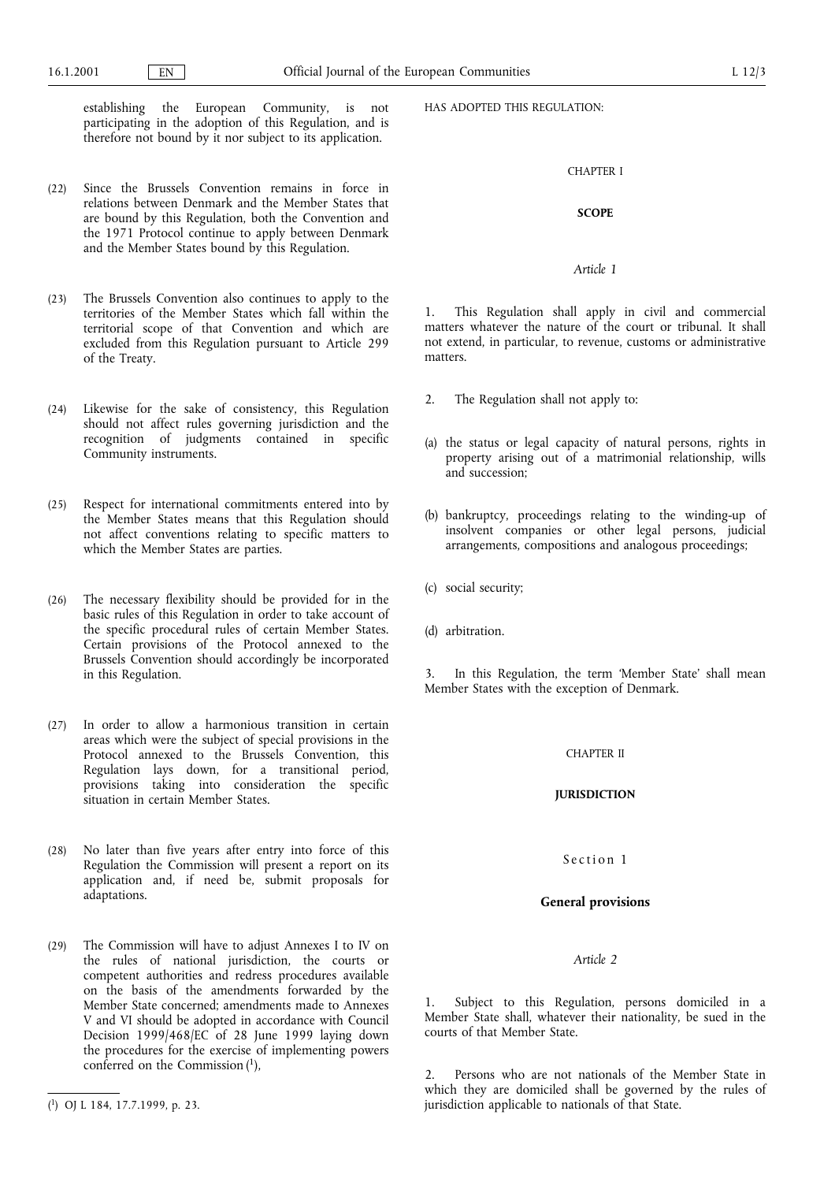establishing the European Community, is not participating in the adoption of this Regulation, and is therefore not bound by it nor subject to its application.

(22) Since the Brussels Convention remains in force in relations between Denmark and the Member States that are bound by this Regulation, both the Convention and the 1971 Protocol continue to apply between Denmark and the Member States bound by this Regulation.

(23) The Brussels Convention also continues to apply to the territories of the Member States which fall within the territorial scope of that Convention and which are excluded from this Regulation pursuant to Article 299 of the Treaty.

(24) Likewise for the sake of consistency, this Regulation should not affect rules governing jurisdiction and the recognition of judgments contained in specific Community instruments.

(25) Respect for international commitments entered into by the Member States means that this Regulation should not affect conventions relating to specific matters to which the Member States are parties.

(26) The necessary flexibility should be provided for in the basic rules of this Regulation in order to take account of the specific procedural rules of certain Member States. Certain provisions of the Protocol annexed to the Brussels Convention should accordingly be incorporated in this Regulation.

(27) In order to allow a harmonious transition in certain areas which were the subject of special provisions in the Protocol annexed to the Brussels Convention, this Regulation lays down, for a transitional period, provisions taking into consideration the specific situation in certain Member States.

(28) No later than five years after entry into force of this Regulation the Commission will present a report on its application and, if need be, submit proposals for adaptations.

(29) The Commission will have to adjust Annexes I to IV on the rules of national jurisdiction, the courts or competent authorities and redress procedures available on the basis of the amendments forwarded by the Member State concerned; amendments made to Annexes V and VI should be adopted in accordance with Council Decision 1999/468/EC of 28 June 1999 laying down the procedures for the exercise of implementing powers conferred on the Commission [1],

[1] OJ L 184, 17.7.1999, p. 23.

HAS ADOPTED THIS REGULATION:

## CHAPTER I

## SCOPE

*Article 1*

1. This Regulation shall apply in civil and commercial matters whatever the nature of the court or tribunal. It shall not extend, in particular, to revenue, customs or administrative matters.

2. The Regulation shall not apply to:

(a) the status or legal capacity of natural persons, rights in property arising out of a matrimonial relationship, wills and succession;

(b) bankruptcy, proceedings relating to the winding-up of insolvent companies or other legal persons, judicial arrangements, compositions and analogous proceedings;

(c) social security;

(d) arbitration.

3. In this Regulation, the term 'Member State' shall mean Member States with the exception of Denmark.

## CHAPTER II

## JURISDICTION

### Section 1

### General provisions

*Article 2*

1. Subject to this Regulation, persons domiciled in a Member State shall, whatever their nationality, be sued in the courts of that Member State.

2. Persons who are not nationals of the Member State in which they are domiciled shall be governed by the rules of jurisdiction applicable to nationals of that State.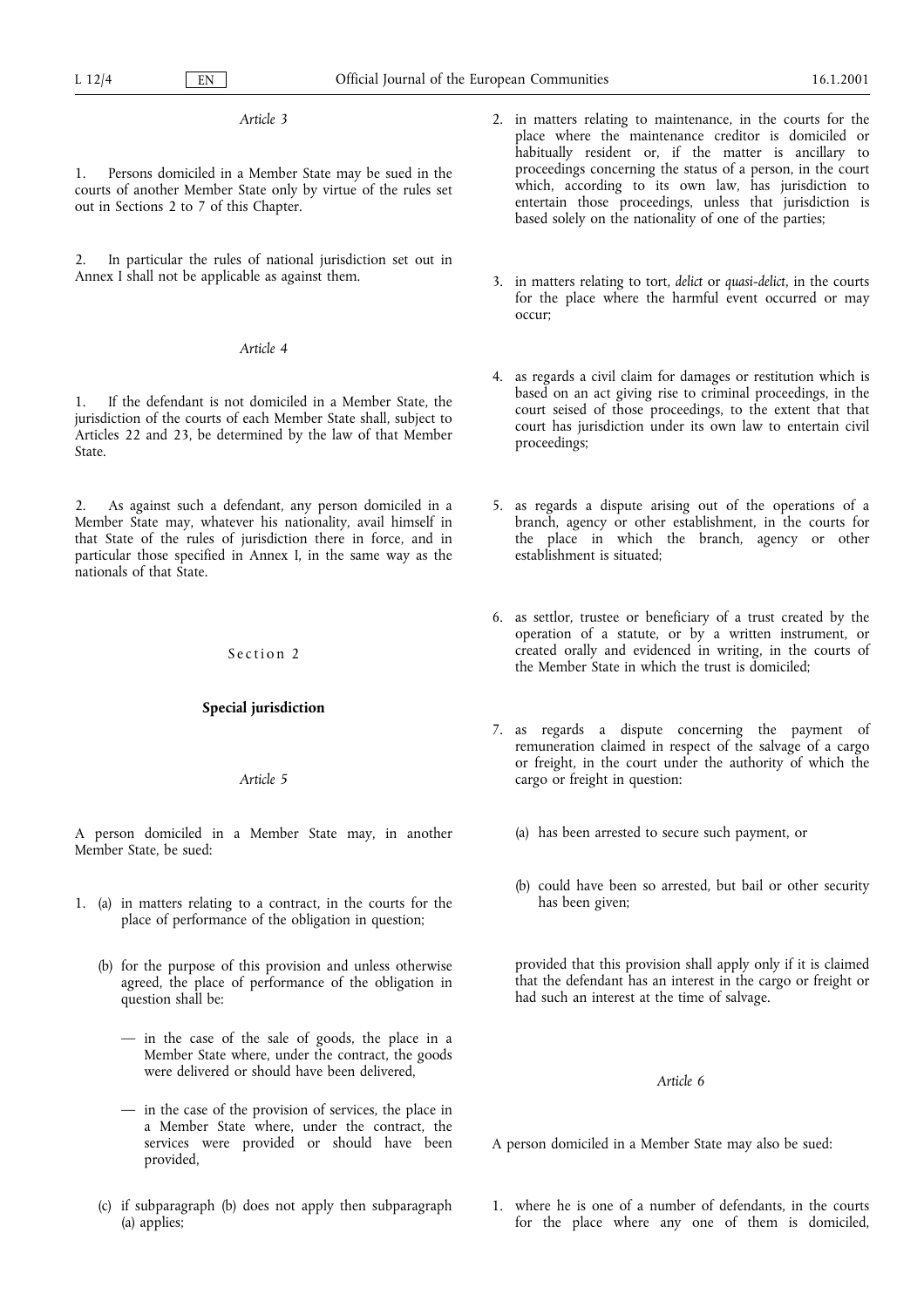*Article 3*

1. Persons domiciled in a Member State may be sued in the courts of another Member State only by virtue of the rules set out in Sections 2 to 7 of this Chapter.

2. In particular the rules of national jurisdiction set out in Annex I shall not be applicable as against them.

*Article 4*

1. If the defendant is not domiciled in a Member State, the jurisdiction of the courts of each Member State shall, subject to Articles 22 and 23, be determined by the law of that Member State.

2. As against such a defendant, any person domiciled in a Member State may, whatever his nationality, avail himself in that State of the rules of jurisdiction there in force, and in particular those specified in Annex I, in the same way as the nationals of that State.

## Section 2

### Special jurisdiction

*Article 5*

A person domiciled in a Member State may, in another Member State, be sued:

1. (a) in matters relating to a contract, in the courts for the place of performance of the obligation in question;

   (b) for the purpose of this provision and unless otherwise agreed, the place of performance of the obligation in question shall be:

   — in the case of the sale of goods, the place in a Member State where, under the contract, the goods were delivered or should have been delivered,

   — in the case of the provision of services, the place in a Member State where, under the contract, the services were provided or should have been provided,

   (c) if subparagraph (b) does not apply then subparagraph (a) applies;

2. in matters relating to maintenance, in the courts for the place where the maintenance creditor is domiciled or habitually resident or, if the matter is ancillary to proceedings concerning the status of a person, in the court which, according to its own law, has jurisdiction to entertain those proceedings, unless that jurisdiction is based solely on the nationality of one of the parties;

3. in matters relating to tort, *delict* or *quasi-delict*, in the courts for the place where the harmful event occurred or may occur;

4. as regards a civil claim for damages or restitution which is based on an act giving rise to criminal proceedings, in the court seised of those proceedings, to the extent that that court has jurisdiction under its own law to entertain civil proceedings;

5. as regards a dispute arising out of the operations of a branch, agency or other establishment, in the courts for the place in which the branch, agency or other establishment is situated;

6. as settlor, trustee or beneficiary of a trust created by the operation of a statute, or by a written instrument, or created orally and evidenced in writing, in the courts of the Member State in which the trust is domiciled;

7. as regards a dispute concerning the payment of remuneration claimed in respect of the salvage of a cargo or freight, in the court under the authority of which the cargo or freight in question:

   (a) has been arrested to secure such payment, or

   (b) could have been so arrested, but bail or other security has been given;

   provided that this provision shall apply only if it is claimed that the defendant has an interest in the cargo or freight or had such an interest at the time of salvage.

*Article 6*

A person domiciled in a Member State may also be sued:

1. where he is one of a number of defendants, in the courts for the place where any one of them is domiciled,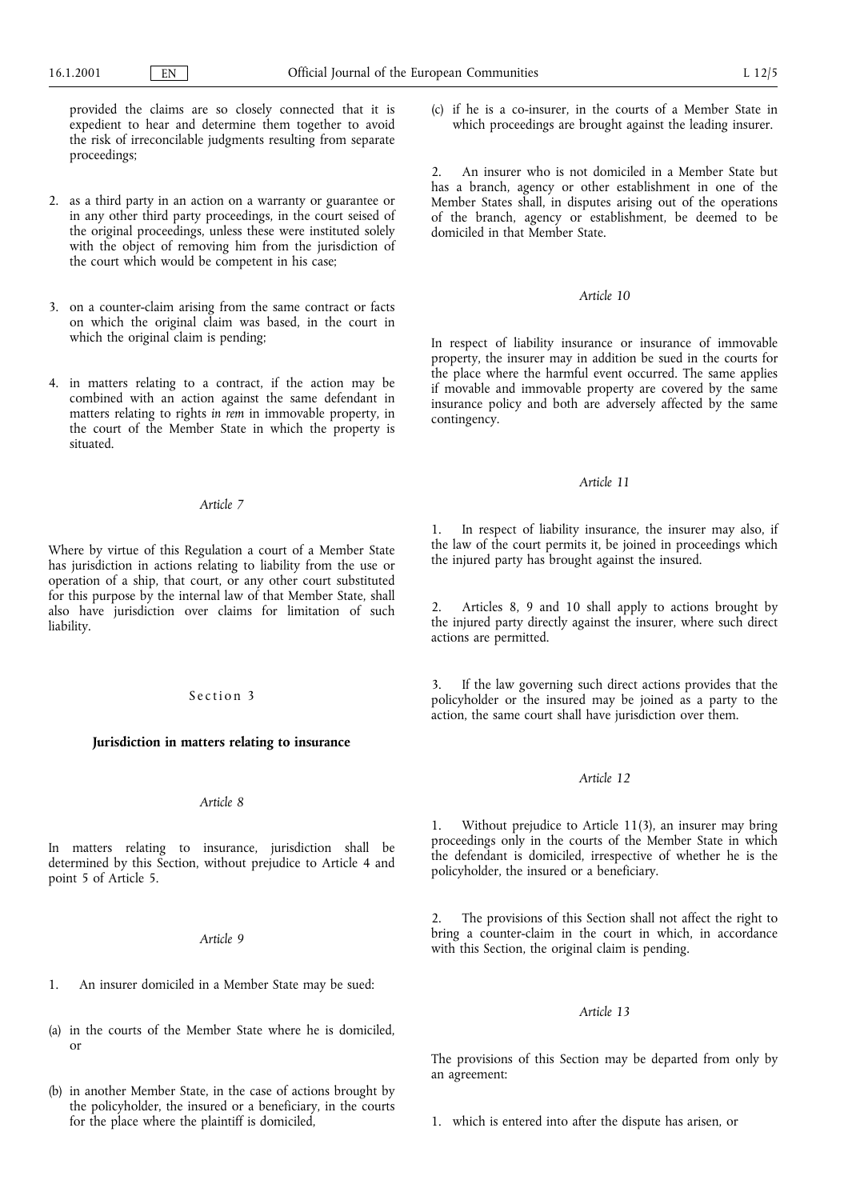provided the claims are so closely connected that it is expedient to hear and determine them together to avoid the risk of irreconcilable judgments resulting from separate proceedings;

2. as a third party in an action on a warranty or guarantee or in any other third party proceedings, in the court seised of the original proceedings, unless these were instituted solely with the object of removing him from the jurisdiction of the court which would be competent in his case;

3. on a counter-claim arising from the same contract or facts on which the original claim was based, in the court in which the original claim is pending;

4. in matters relating to a contract, if the action may be combined with an action against the same defendant in matters relating to rights *in rem* in immovable property, in the court of the Member State in which the property is situated.

*Article 7*

Where by virtue of this Regulation a court of a Member State has jurisdiction in actions relating to liability from the use or operation of a ship, that court, or any other court substituted for this purpose by the internal law of that Member State, shall also have jurisdiction over claims for limitation of such liability.

## Section 3

### Jurisdiction in matters relating to insurance

*Article 8*

In matters relating to insurance, jurisdiction shall be determined by this Section, without prejudice to Article 4 and point 5 of Article 5.

*Article 9*

1. An insurer domiciled in a Member State may be sued:

(a) in the courts of the Member State where he is domiciled, or

(b) in another Member State, in the case of actions brought by the policyholder, the insured or a beneficiary, in the courts for the place where the plaintiff is domiciled,

(c) if he is a co-insurer, in the courts of a Member State in which proceedings are brought against the leading insurer.

2. An insurer who is not domiciled in a Member State but has a branch, agency or other establishment in one of the Member States shall, in disputes arising out of the operations of the branch, agency or establishment, be deemed to be domiciled in that Member State.

*Article 10*

In respect of liability insurance or insurance of immovable property, the insurer may in addition be sued in the courts for the place where the harmful event occurred. The same applies if movable and immovable property are covered by the same insurance policy and both are adversely affected by the same contingency.

*Article 11*

1. In respect of liability insurance, the insurer may also, if the law of the court permits it, be joined in proceedings which the injured party has brought against the insured.

2. Articles 8, 9 and 10 shall apply to actions brought by the injured party directly against the insurer, where such direct actions are permitted.

3. If the law governing such direct actions provides that the policyholder or the insured may be joined as a party to the action, the same court shall have jurisdiction over them.

*Article 12*

1. Without prejudice to Article 11(3), an insurer may bring proceedings only in the courts of the Member State in which the defendant is domiciled, irrespective of whether he is the policyholder, the insured or a beneficiary.

2. The provisions of this Section shall not affect the right to bring a counter-claim in the court in which, in accordance with this Section, the original claim is pending.

*Article 13*

The provisions of this Section may be departed from only by an agreement:

1. which is entered into after the dispute has arisen, or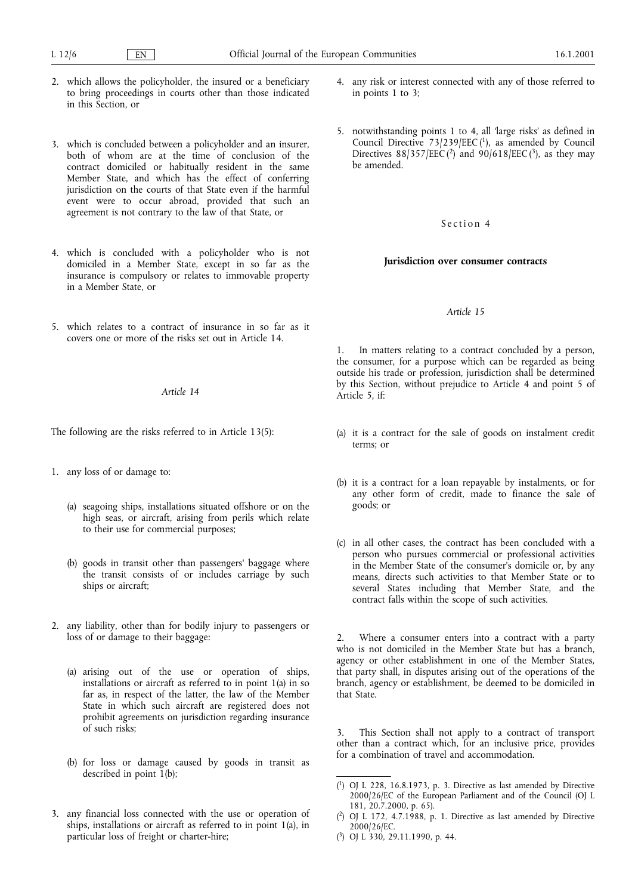2. which allows the policyholder, the insured or a beneficiary to bring proceedings in courts other than those indicated in this Section, or

3. which is concluded between a policyholder and an insurer, both of whom are at the time of conclusion of the contract domiciled or habitually resident in the same Member State, and which has the effect of conferring jurisdiction on the courts of that State even if the harmful event were to occur abroad, provided that such an agreement is not contrary to the law of that State, or

4. which is concluded with a policyholder who is not domiciled in a Member State, except in so far as the insurance is compulsory or relates to immovable property in a Member State, or

5. which relates to a contract of insurance in so far as it covers one or more of the risks set out in Article 14.

*Article 14*

The following are the risks referred to in Article 13(5):

1. any loss of or damage to:

   (a) seagoing ships, installations situated offshore or on the high seas, or aircraft, arising from perils which relate to their use for commercial purposes;

   (b) goods in transit other than passengers' baggage where the transit consists of or includes carriage by such ships or aircraft;

2. any liability, other than for bodily injury to passengers or loss of or damage to their baggage:

   (a) arising out of the use or operation of ships, installations or aircraft as referred to in point 1(a) in so far as, in respect of the latter, the law of the Member State in which such aircraft are registered does not prohibit agreements on jurisdiction regarding insurance of such risks;

   (b) for loss or damage caused by goods in transit as described in point 1(b);

3. any financial loss connected with the use or operation of ships, installations or aircraft as referred to in point 1(a), in particular loss of freight or charter-hire;

4. any risk or interest connected with any of those referred to in points 1 to 3;

5. notwithstanding points 1 to 4, all 'large risks' as defined in Council Directive 73/239/EEC [1], as amended by Council Directives 88/357/EEC [2] and 90/618/EEC [3], as they may be amended.

Section 4

**Jurisdiction over consumer contracts**

*Article 15*

1. In matters relating to a contract concluded by a person, the consumer, for a purpose which can be regarded as being outside his trade or profession, jurisdiction shall be determined by this Section, without prejudice to Article 4 and point 5 of Article 5, if:

(a) it is a contract for the sale of goods on instalment credit terms; or

(b) it is a contract for a loan repayable by instalments, or for any other form of credit, made to finance the sale of goods; or

(c) in all other cases, the contract has been concluded with a person who pursues commercial or professional activities in the Member State of the consumer's domicile or, by any means, directs such activities to that Member State or to several States including that Member State, and the contract falls within the scope of such activities.

2. Where a consumer enters into a contract with a party who is not domiciled in the Member State but has a branch, agency or other establishment in one of the Member States, that party shall, in disputes arising out of the operations of the branch, agency or establishment, be deemed to be domiciled in that State.

3. This Section shall not apply to a contract of transport other than a contract which, for an inclusive price, provides for a combination of travel and accommodation.

---

[1] OJ L 228, 16.8.1973, p. 3. Directive as last amended by Directive 2000/26/EC of the European Parliament and of the Council (OJ L 181, 20.7.2000, p. 65).

[2] OJ L 172, 4.7.1988, p. 1. Directive as last amended by Directive 2000/26/EC.

[3] OJ L 330, 29.11.1990, p. 44.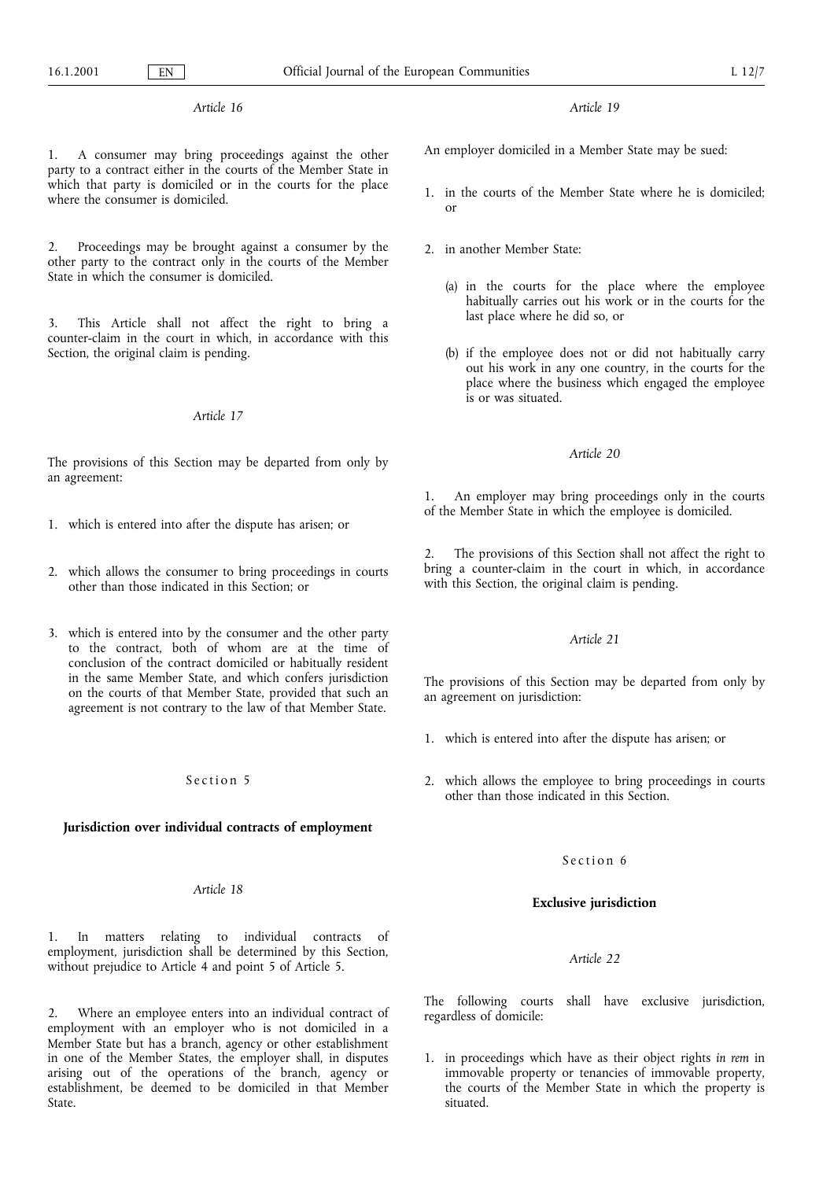*Article 16*

1. A consumer may bring proceedings against the other party to a contract either in the courts of the Member State in which that party is domiciled or in the courts for the place where the consumer is domiciled.

2. Proceedings may be brought against a consumer by the other party to the contract only in the courts of the Member State in which the consumer is domiciled.

3. This Article shall not affect the right to bring a counter-claim in the court in which, in accordance with this Section, the original claim is pending.

*Article 17*

The provisions of this Section may be departed from only by an agreement:

1. which is entered into after the dispute has arisen; or

2. which allows the consumer to bring proceedings in courts other than those indicated in this Section; or

3. which is entered into by the consumer and the other party to the contract, both of whom are at the time of conclusion of the contract domiciled or habitually resident in the same Member State, and which confers jurisdiction on the courts of that Member State, provided that such an agreement is not contrary to the law of that Member State.

Section 5

**Jurisdiction over individual contracts of employment**

*Article 18*

1. In matters relating to individual contracts of employment, jurisdiction shall be determined by this Section, without prejudice to Article 4 and point 5 of Article 5.

2. Where an employee enters into an individual contract of employment with an employer who is not domiciled in a Member State but has a branch, agency or other establishment in one of the Member States, the employer shall, in disputes arising out of the operations of the branch, agency or establishment, be deemed to be domiciled in that Member State.

*Article 19*

An employer domiciled in a Member State may be sued:

1. in the courts of the Member State where he is domiciled; or

2. in another Member State:

   (a) in the courts for the place where the employee habitually carries out his work or in the courts for the last place where he did so, or

   (b) if the employee does not or did not habitually carry out his work in any one country, in the courts for the place where the business which engaged the employee is or was situated.

*Article 20*

1. An employer may bring proceedings only in the courts of the Member State in which the employee is domiciled.

2. The provisions of this Section shall not affect the right to bring a counter-claim in the court in which, in accordance with this Section, the original claim is pending.

*Article 21*

The provisions of this Section may be departed from only by an agreement on jurisdiction:

1. which is entered into after the dispute has arisen; or

2. which allows the employee to bring proceedings in courts other than those indicated in this Section.

Section 6

**Exclusive jurisdiction**

*Article 22*

The following courts shall have exclusive jurisdiction, regardless of domicile:

1. in proceedings which have as their object rights *in rem* in immovable property or tenancies of immovable property, the courts of the Member State in which the property is situated.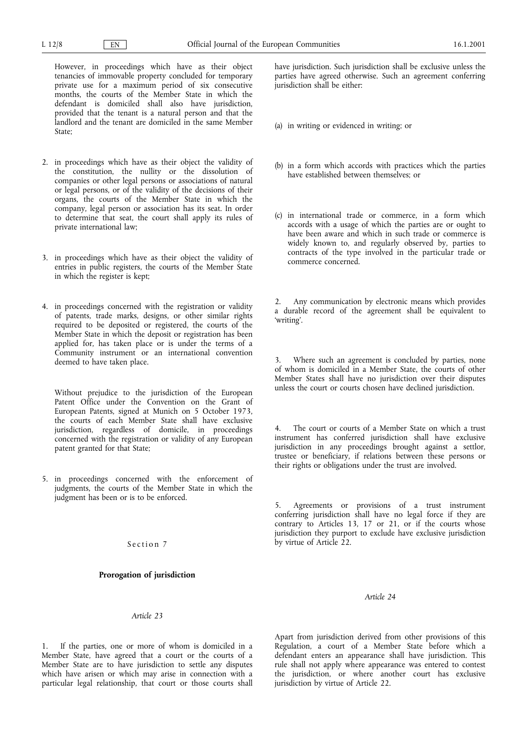However, in proceedings which have as their object tenancies of immovable property concluded for temporary private use for a maximum period of six consecutive months, the courts of the Member State in which the defendant is domiciled shall also have jurisdiction, provided that the tenant is a natural person and that the landlord and the tenant are domiciled in the same Member State;

2. in proceedings which have as their object the validity of the constitution, the nullity or the dissolution of companies or other legal persons or associations of natural or legal persons, or of the validity of the decisions of their organs, the courts of the Member State in which the company, legal person or association has its seat. In order to determine that seat, the court shall apply its rules of private international law;

3. in proceedings which have as their object the validity of entries in public registers, the courts of the Member State in which the register is kept;

4. in proceedings concerned with the registration or validity of patents, trade marks, designs, or other similar rights required to be deposited or registered, the courts of the Member State in which the deposit or registration has been applied for, has taken place or is under the terms of a Community instrument or an international convention deemed to have taken place.

   Without prejudice to the jurisdiction of the European Patent Office under the Convention on the Grant of European Patents, signed at Munich on 5 October 1973, the courts of each Member State shall have exclusive jurisdiction, regardless of domicile, in proceedings concerned with the registration or validity of any European patent granted for that State;

5. in proceedings concerned with the enforcement of judgments, the courts of the Member State in which the judgment has been or is to be enforced.

## Section 7

## Prorogation of jurisdiction

*Article 23*

1. If the parties, one or more of whom is domiciled in a Member State, have agreed that a court or the courts of a Member State are to have jurisdiction to settle any disputes which have arisen or which may arise in connection with a particular legal relationship, that court or those courts shall have jurisdiction. Such jurisdiction shall be exclusive unless the parties have agreed otherwise. Such an agreement conferring jurisdiction shall be either:

(a) in writing or evidenced in writing; or

(b) in a form which accords with practices which the parties have established between themselves; or

(c) in international trade or commerce, in a form which accords with a usage of which the parties are or ought to have been aware and which in such trade or commerce is widely known to, and regularly observed by, parties to contracts of the type involved in the particular trade or commerce concerned.

2. Any communication by electronic means which provides a durable record of the agreement shall be equivalent to 'writing'.

3. Where such an agreement is concluded by parties, none of whom is domiciled in a Member State, the courts of other Member States shall have no jurisdiction over their disputes unless the court or courts chosen have declined jurisdiction.

4. The court or courts of a Member State on which a trust instrument has conferred jurisdiction shall have exclusive jurisdiction in any proceedings brought against a settlor, trustee or beneficiary, if relations between these persons or their rights or obligations under the trust are involved.

5. Agreements or provisions of a trust instrument conferring jurisdiction shall have no legal force if they are contrary to Articles 13, 17 or 21, or if the courts whose jurisdiction they purport to exclude have exclusive jurisdiction by virtue of Article 22.

*Article 24*

Apart from jurisdiction derived from other provisions of this Regulation, a court of a Member State before which a defendant enters an appearance shall have jurisdiction. This rule shall not apply where appearance was entered to contest the jurisdiction, or where another court has exclusive jurisdiction by virtue of Article 22.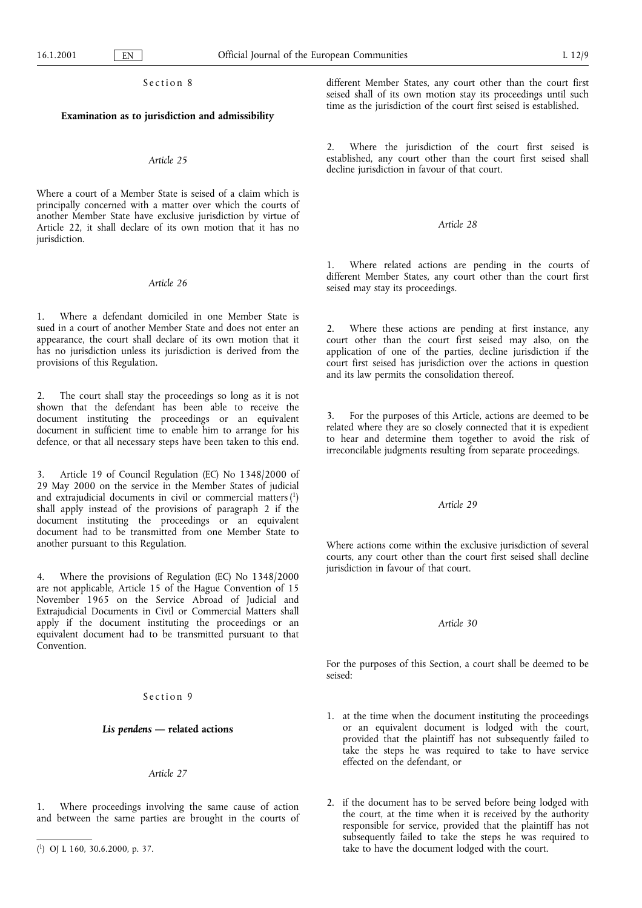## Section 8

### Examination as to jurisdiction and admissibility

*Article 25*

Where a court of a Member State is seised of a claim which is principally concerned with a matter over which the courts of another Member State have exclusive jurisdiction by virtue of Article 22, it shall declare of its own motion that it has no jurisdiction.

*Article 26*

1. Where a defendant domiciled in one Member State is sued in a court of another Member State and does not enter an appearance, the court shall declare of its own motion that it has no jurisdiction unless its jurisdiction is derived from the provisions of this Regulation.

2. The court shall stay the proceedings so long as it is not shown that the defendant has been able to receive the document instituting the proceedings or an equivalent document in sufficient time to enable him to arrange for his defence, or that all necessary steps have been taken to this end.

3. Article 19 of Council Regulation (EC) No 1348/2000 of 29 May 2000 on the service in the Member States of judicial and extrajudicial documents in civil or commercial matters [1] shall apply instead of the provisions of paragraph 2 if the document instituting the proceedings or an equivalent document had to be transmitted from one Member State to another pursuant to this Regulation.

4. Where the provisions of Regulation (EC) No 1348/2000 are not applicable, Article 15 of the Hague Convention of 15 November 1965 on the Service Abroad of Judicial and Extrajudicial Documents in Civil or Commercial Matters shall apply if the document instituting the proceedings or an equivalent document had to be transmitted pursuant to that Convention.

## Section 9

### *Lis pendens* — related actions

*Article 27*

1. Where proceedings involving the same cause of action and between the same parties are brought in the courts of different Member States, any court other than the court first seised shall of its own motion stay its proceedings until such time as the jurisdiction of the court first seised is established.

2. Where the jurisdiction of the court first seised is established, any court other than the court first seised shall decline jurisdiction in favour of that court.

*Article 28*

1. Where related actions are pending in the courts of different Member States, any court other than the court first seised may stay its proceedings.

2. Where these actions are pending at first instance, any court other than the court first seised may also, on the application of one of the parties, decline jurisdiction if the court first seised has jurisdiction over the actions in question and its law permits the consolidation thereof.

3. For the purposes of this Article, actions are deemed to be related where they are so closely connected that it is expedient to hear and determine them together to avoid the risk of irreconcilable judgments resulting from separate proceedings.

*Article 29*

Where actions come within the exclusive jurisdiction of several courts, any court other than the court first seised shall decline jurisdiction in favour of that court.

*Article 30*

For the purposes of this Section, a court shall be deemed to be seised:

1. at the time when the document instituting the proceedings or an equivalent document is lodged with the court, provided that the plaintiff has not subsequently failed to take the steps he was required to take to have service effected on the defendant, or

2. if the document has to be served before being lodged with the court, at the time when it is received by the authority responsible for service, provided that the plaintiff has not subsequently failed to take the steps he was required to take to have the document lodged with the court.

---

[1] OJ L 160, 30.6.2000, p. 37.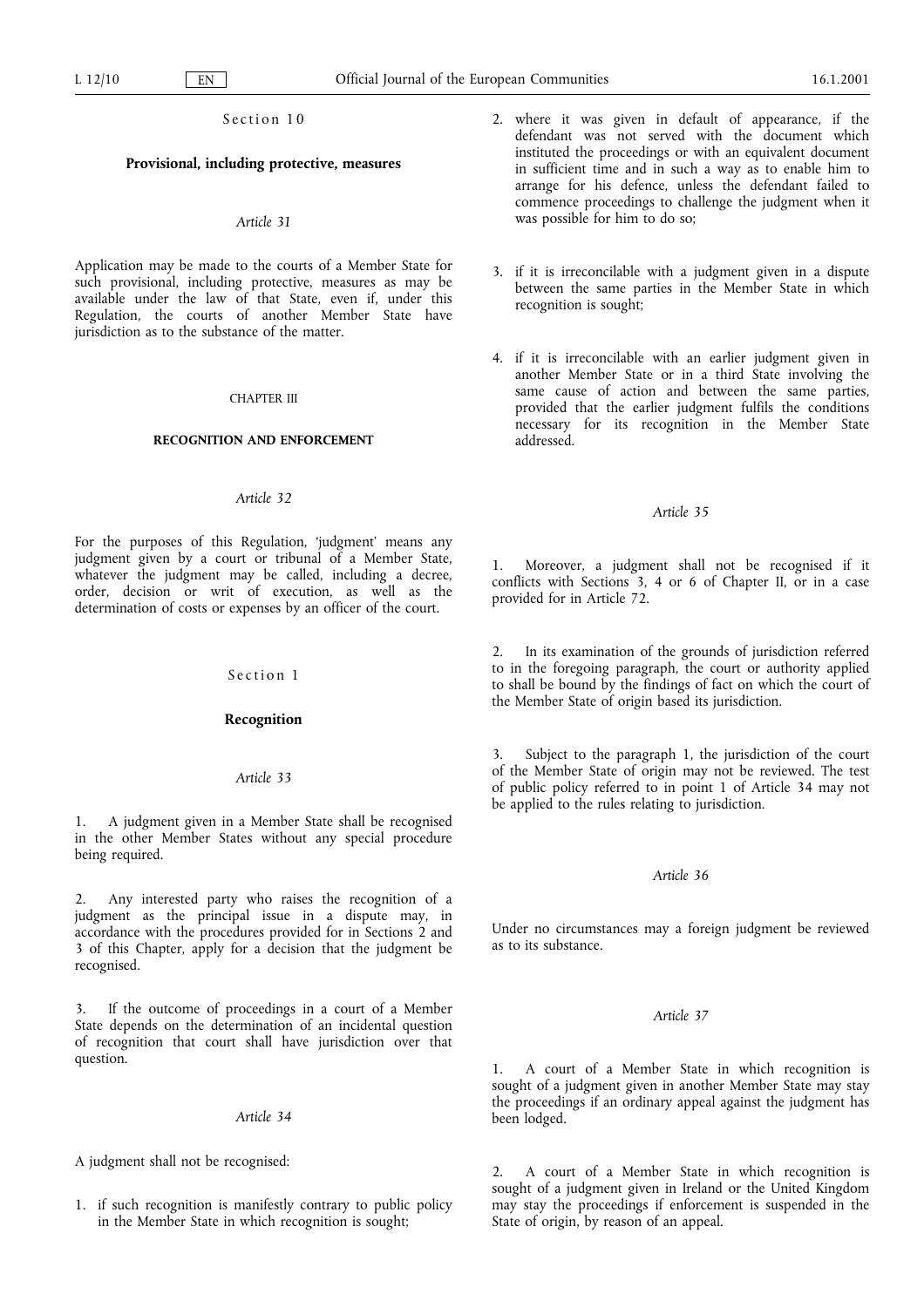### Section 10

### Provisional, including protective, measures

*Article 31*

Application may be made to the courts of a Member State for such provisional, including protective, measures as may be available under the law of that State, even if, under this Regulation, the courts of another Member State have jurisdiction as to the substance of the matter.

## CHAPTER III

## RECOGNITION AND ENFORCEMENT

*Article 32*

For the purposes of this Regulation, 'judgment' means any judgment given by a court or tribunal of a Member State, whatever the judgment may be called, including a decree, order, decision or writ of execution, as well as the determination of costs or expenses by an officer of the court.

### Section 1

### Recognition

*Article 33*

1. A judgment given in a Member State shall be recognised in the other Member States without any special procedure being required.

2. Any interested party who raises the recognition of a judgment as the principal issue in a dispute may, in accordance with the procedures provided for in Sections 2 and 3 of this Chapter, apply for a decision that the judgment be recognised.

3. If the outcome of proceedings in a court of a Member State depends on the determination of an incidental question of recognition that court shall have jurisdiction over that question.

*Article 34*

A judgment shall not be recognised:

1. if such recognition is manifestly contrary to public policy in the Member State in which recognition is sought;

2. where it was given in default of appearance, if the defendant was not served with the document which instituted the proceedings or with an equivalent document in sufficient time and in such a way as to enable him to arrange for his defence, unless the defendant failed to commence proceedings to challenge the judgment when it was possible for him to do so;

3. if it is irreconcilable with a judgment given in a dispute between the same parties in the Member State in which recognition is sought;

4. if it is irreconcilable with an earlier judgment given in another Member State or in a third State involving the same cause of action and between the same parties, provided that the earlier judgment fulfils the conditions necessary for its recognition in the Member State addressed.

*Article 35*

1. Moreover, a judgment shall not be recognised if it conflicts with Sections 3, 4 or 6 of Chapter II, or in a case provided for in Article 72.

2. In its examination of the grounds of jurisdiction referred to in the foregoing paragraph, the court or authority applied to shall be bound by the findings of fact on which the court of the Member State of origin based its jurisdiction.

3. Subject to the paragraph 1, the jurisdiction of the court of the Member State of origin may not be reviewed. The test of public policy referred to in point 1 of Article 34 may not be applied to the rules relating to jurisdiction.

*Article 36*

Under no circumstances may a foreign judgment be reviewed as to its substance.

*Article 37*

1. A court of a Member State in which recognition is sought of a judgment given in another Member State may stay the proceedings if an ordinary appeal against the judgment has been lodged.

2. A court of a Member State in which recognition is sought of a judgment given in Ireland or the United Kingdom may stay the proceedings if enforcement is suspended in the State of origin, by reason of an appeal.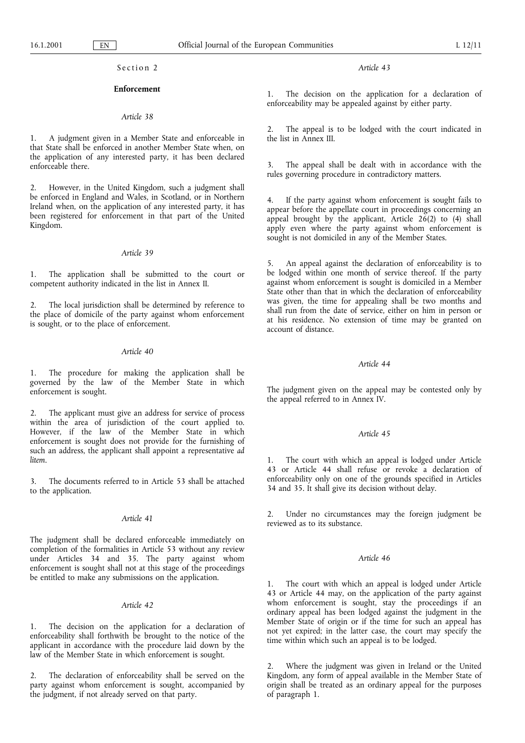Section 2

## Enforcement

*Article 38*

1. A judgment given in a Member State and enforceable in that State shall be enforced in another Member State when, on the application of any interested party, it has been declared enforceable there.

2. However, in the United Kingdom, such a judgment shall be enforced in England and Wales, in Scotland, or in Northern Ireland when, on the application of any interested party, it has been registered for enforcement in that part of the United Kingdom.

*Article 39*

1. The application shall be submitted to the court or competent authority indicated in the list in Annex II.

2. The local jurisdiction shall be determined by reference to the place of domicile of the party against whom enforcement is sought, or to the place of enforcement.

*Article 40*

1. The procedure for making the application shall be governed by the law of the Member State in which enforcement is sought.

2. The applicant must give an address for service of process within the area of jurisdiction of the court applied to. However, if the law of the Member State in which enforcement is sought does not provide for the furnishing of such an address, the applicant shall appoint a representative *ad litem*.

3. The documents referred to in Article 53 shall be attached to the application.

*Article 41*

The judgment shall be declared enforceable immediately on completion of the formalities in Article 53 without any review under Articles 34 and 35. The party against whom enforcement is sought shall not at this stage of the proceedings be entitled to make any submissions on the application.

*Article 42*

1. The decision on the application for a declaration of enforceability shall forthwith be brought to the notice of the applicant in accordance with the procedure laid down by the law of the Member State in which enforcement is sought.

2. The declaration of enforceability shall be served on the party against whom enforcement is sought, accompanied by the judgment, if not already served on that party.

*Article 43*

1. The decision on the application for a declaration of enforceability may be appealed against by either party.

2. The appeal is to be lodged with the court indicated in the list in Annex III.

3. The appeal shall be dealt with in accordance with the rules governing procedure in contradictory matters.

4. If the party against whom enforcement is sought fails to appear before the appellate court in proceedings concerning an appeal brought by the applicant, Article 26(2) to (4) shall apply even where the party against whom enforcement is sought is not domiciled in any of the Member States.

5. An appeal against the declaration of enforceability is to be lodged within one month of service thereof. If the party against whom enforcement is sought is domiciled in a Member State other than that in which the declaration of enforceability was given, the time for appealing shall be two months and shall run from the date of service, either on him in person or at his residence. No extension of time may be granted on account of distance.

*Article 44*

The judgment given on the appeal may be contested only by the appeal referred to in Annex IV.

*Article 45*

1. The court with which an appeal is lodged under Article 43 or Article 44 shall refuse or revoke a declaration of enforceability only on one of the grounds specified in Articles 34 and 35. It shall give its decision without delay.

2. Under no circumstances may the foreign judgment be reviewed as to its substance.

*Article 46*

1. The court with which an appeal is lodged under Article 43 or Article 44 may, on the application of the party against whom enforcement is sought, stay the proceedings if an ordinary appeal has been lodged against the judgment in the Member State of origin or if the time for such an appeal has not yet expired; in the latter case, the court may specify the time within which such an appeal is to be lodged.

2. Where the judgment was given in Ireland or the United Kingdom, any form of appeal available in the Member State of origin shall be treated as an ordinary appeal for the purposes of paragraph 1.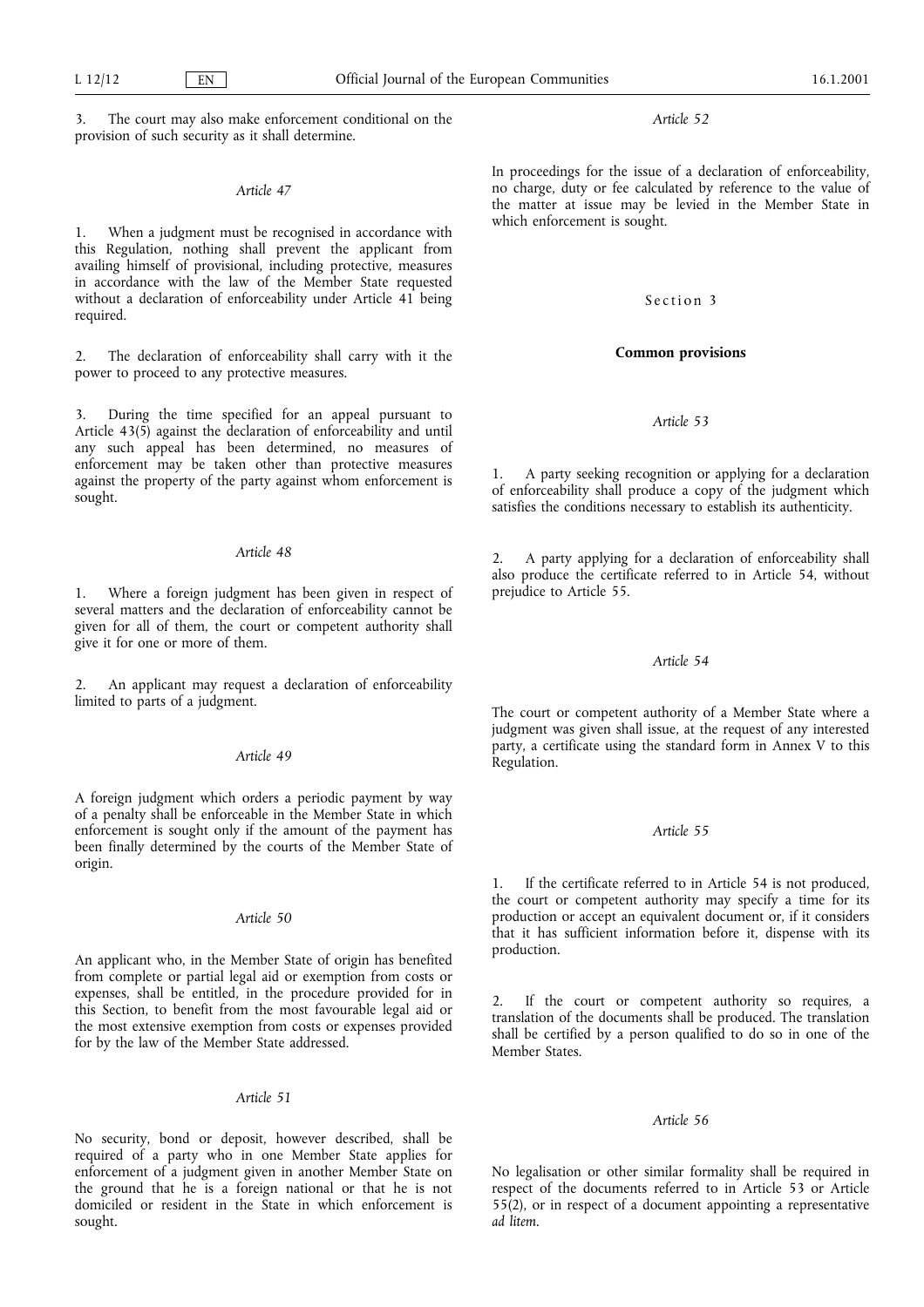3. The court may also make enforcement conditional on the provision of such security as it shall determine.

*Article 47*

1. When a judgment must be recognised in accordance with this Regulation, nothing shall prevent the applicant from availing himself of provisional, including protective, measures in accordance with the law of the Member State requested without a declaration of enforceability under Article 41 being required.

2. The declaration of enforceability shall carry with it the power to proceed to any protective measures.

3. During the time specified for an appeal pursuant to Article 43(5) against the declaration of enforceability and until any such appeal has been determined, no measures of enforcement may be taken other than protective measures against the property of the party against whom enforcement is sought.

*Article 48*

1. Where a foreign judgment has been given in respect of several matters and the declaration of enforceability cannot be given for all of them, the court or competent authority shall give it for one or more of them.

2. An applicant may request a declaration of enforceability limited to parts of a judgment.

*Article 49*

A foreign judgment which orders a periodic payment by way of a penalty shall be enforceable in the Member State in which enforcement is sought only if the amount of the payment has been finally determined by the courts of the Member State of origin.

*Article 50*

An applicant who, in the Member State of origin has benefited from complete or partial legal aid or exemption from costs or expenses, shall be entitled, in the procedure provided for in this Section, to benefit from the most favourable legal aid or the most extensive exemption from costs or expenses provided for by the law of the Member State addressed.

*Article 51*

No security, bond or deposit, however described, shall be required of a party who in one Member State applies for enforcement of a judgment given in another Member State on the ground that he is a foreign national or that he is not domiciled or resident in the State in which enforcement is sought.

*Article 52*

In proceedings for the issue of a declaration of enforceability, no charge, duty or fee calculated by reference to the value of the matter at issue may be levied in the Member State in which enforcement is sought.

## Section 3

### Common provisions

*Article 53*

1. A party seeking recognition or applying for a declaration of enforceability shall produce a copy of the judgment which satisfies the conditions necessary to establish its authenticity.

2. A party applying for a declaration of enforceability shall also produce the certificate referred to in Article 54, without prejudice to Article 55.

*Article 54*

The court or competent authority of a Member State where a judgment was given shall issue, at the request of any interested party, a certificate using the standard form in Annex V to this Regulation.

*Article 55*

1. If the certificate referred to in Article 54 is not produced, the court or competent authority may specify a time for its production or accept an equivalent document or, if it considers that it has sufficient information before it, dispense with its production.

2. If the court or competent authority so requires, a translation of the documents shall be produced. The translation shall be certified by a person qualified to do so in one of the Member States.

*Article 56*

No legalisation or other similar formality shall be required in respect of the documents referred to in Article 53 or Article 55(2), or in respect of a document appointing a representative *ad litem*.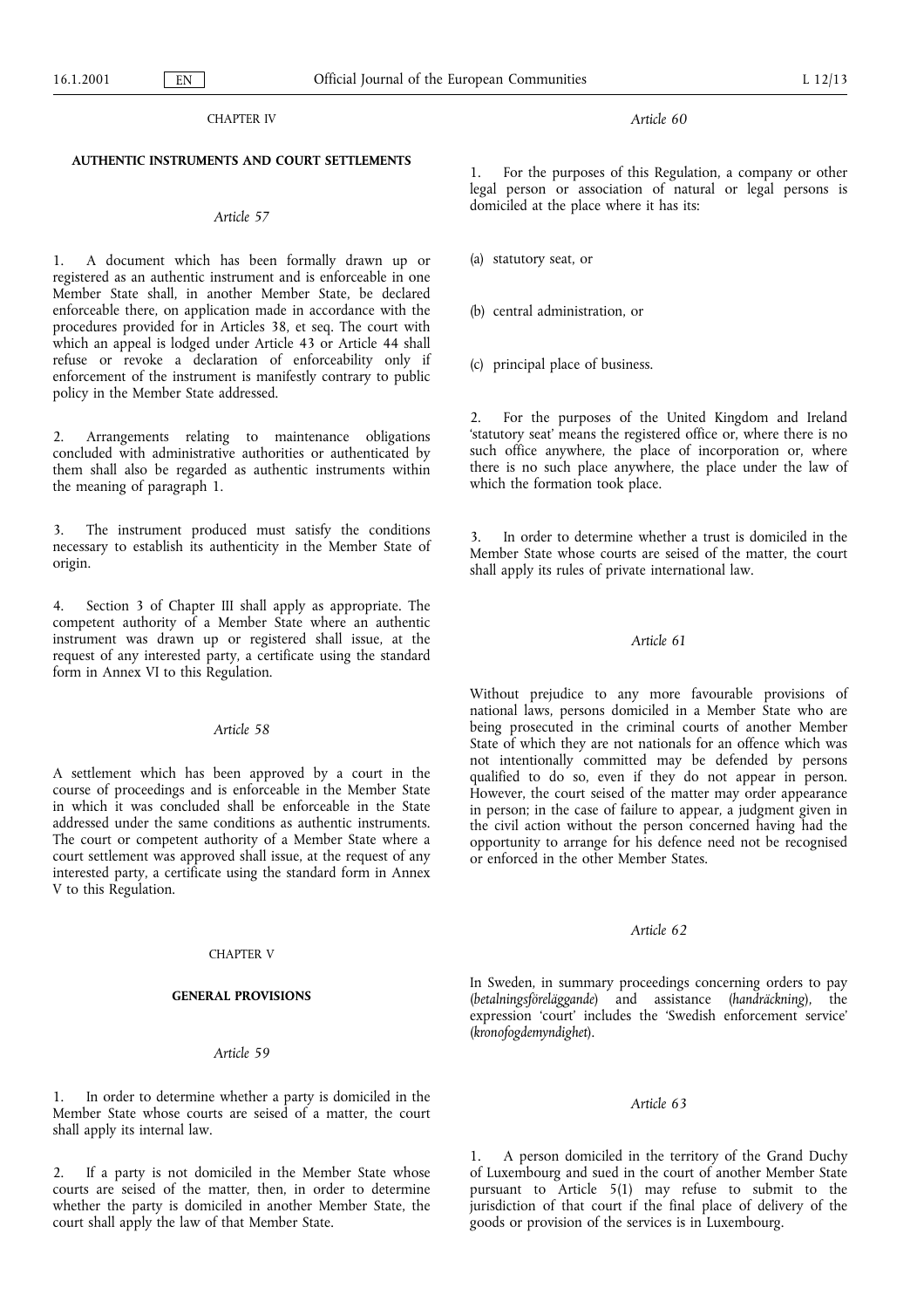CHAPTER IV

**AUTHENTIC INSTRUMENTS AND COURT SETTLEMENTS**

*Article 57*

1. A document which has been formally drawn up or registered as an authentic instrument and is enforceable in one Member State shall, in another Member State, be declared enforceable there, on application made in accordance with the procedures provided for in Articles 38, et seq. The court with which an appeal is lodged under Article 43 or Article 44 shall refuse or revoke a declaration of enforceability only if enforcement of the instrument is manifestly contrary to public policy in the Member State addressed.

2. Arrangements relating to maintenance obligations concluded with administrative authorities or authenticated by them shall also be regarded as authentic instruments within the meaning of paragraph 1.

3. The instrument produced must satisfy the conditions necessary to establish its authenticity in the Member State of origin.

4. Section 3 of Chapter III shall apply as appropriate. The competent authority of a Member State where an authentic instrument was drawn up or registered shall issue, at the request of any interested party, a certificate using the standard form in Annex VI to this Regulation.

*Article 58*

A settlement which has been approved by a court in the course of proceedings and is enforceable in the Member State in which it was concluded shall be enforceable in the State addressed under the same conditions as authentic instruments. The court or competent authority of a Member State where a court settlement was approved shall issue, at the request of any interested party, a certificate using the standard form in Annex V to this Regulation.

CHAPTER V

**GENERAL PROVISIONS**

*Article 59*

1. In order to determine whether a party is domiciled in the Member State whose courts are seised of a matter, the court shall apply its internal law.

2. If a party is not domiciled in the Member State whose courts are seised of the matter, then, in order to determine whether the party is domiciled in another Member State, the court shall apply the law of that Member State.

*Article 60*

1. For the purposes of this Regulation, a company or other legal person or association of natural or legal persons is domiciled at the place where it has its:

(a) statutory seat, or

(b) central administration, or

(c) principal place of business.

2. For the purposes of the United Kingdom and Ireland 'statutory seat' means the registered office or, where there is no such office anywhere, the place of incorporation or, where there is no such place anywhere, the place under the law of which the formation took place.

3. In order to determine whether a trust is domiciled in the Member State whose courts are seised of the matter, the court shall apply its rules of private international law.

*Article 61*

Without prejudice to any more favourable provisions of national laws, persons domiciled in a Member State who are being prosecuted in the criminal courts of another Member State of which they are not nationals for an offence which was not intentionally committed may be defended by persons qualified to do so, even if they do not appear in person. However, the court seised of the matter may order appearance in person; in the case of failure to appear, a judgment given in the civil action without the person concerned having had the opportunity to arrange for his defence need not be recognised or enforced in the other Member States.

*Article 62*

In Sweden, in summary proceedings concerning orders to pay (*betalningsföreläggande*) and assistance (*handräckning*), the expression 'court' includes the 'Swedish enforcement service' (*kronofogdemyndighet*).

*Article 63*

1. A person domiciled in the territory of the Grand Duchy of Luxembourg and sued in the court of another Member State pursuant to Article 5(1) may refuse to submit to the jurisdiction of that court if the final place of delivery of the goods or provision of the services is in Luxembourg.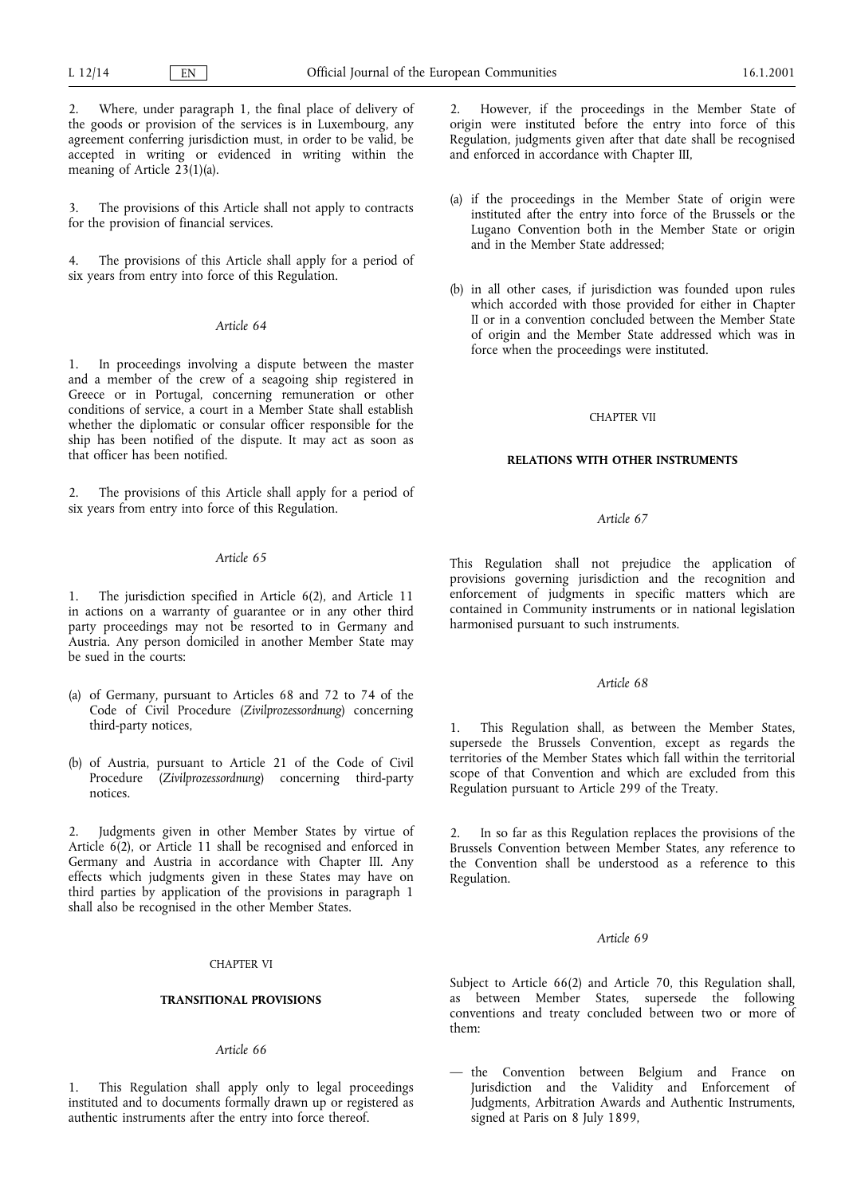2. Where, under paragraph 1, the final place of delivery of the goods or provision of the services is in Luxembourg, any agreement conferring jurisdiction must, in order to be valid, be accepted in writing or evidenced in writing within the meaning of Article 23(1)(a).

3. The provisions of this Article shall not apply to contracts for the provision of financial services.

4. The provisions of this Article shall apply for a period of six years from entry into force of this Regulation.

*Article 64*

1. In proceedings involving a dispute between the master and a member of the crew of a seagoing ship registered in Greece or in Portugal, concerning remuneration or other conditions of service, a court in a Member State shall establish whether the diplomatic or consular officer responsible for the ship has been notified of the dispute. It may act as soon as that officer has been notified.

2. The provisions of this Article shall apply for a period of six years from entry into force of this Regulation.

*Article 65*

1. The jurisdiction specified in Article 6(2), and Article 11 in actions on a warranty of guarantee or in any other third party proceedings may not be resorted to in Germany and Austria. Any person domiciled in another Member State may be sued in the courts:

(a) of Germany, pursuant to Articles 68 and 72 to 74 of the Code of Civil Procedure (*Zivilprozessordnung*) concerning third-party notices,

(b) of Austria, pursuant to Article 21 of the Code of Civil Procedure (*Zivilprozessordnung*) concerning third-party notices.

2. Judgments given in other Member States by virtue of Article 6(2), or Article 11 shall be recognised and enforced in Germany and Austria in accordance with Chapter III. Any effects which judgments given in these States may have on third parties by application of the provisions in paragraph 1 shall also be recognised in the other Member States.

CHAPTER VI

## TRANSITIONAL PROVISIONS

*Article 66*

1. This Regulation shall apply only to legal proceedings instituted and to documents formally drawn up or registered as authentic instruments after the entry into force thereof.

2. However, if the proceedings in the Member State of origin were instituted before the entry into force of this Regulation, judgments given after that date shall be recognised and enforced in accordance with Chapter III,

(a) if the proceedings in the Member State of origin were instituted after the entry into force of the Brussels or the Lugano Convention both in the Member State or origin and in the Member State addressed;

(b) in all other cases, if jurisdiction was founded upon rules which accorded with those provided for either in Chapter II or in a convention concluded between the Member State of origin and the Member State addressed which was in force when the proceedings were instituted.

CHAPTER VII

## RELATIONS WITH OTHER INSTRUMENTS

*Article 67*

This Regulation shall not prejudice the application of provisions governing jurisdiction and the recognition and enforcement of judgments in specific matters which are contained in Community instruments or in national legislation harmonised pursuant to such instruments.

*Article 68*

1. This Regulation shall, as between the Member States, supersede the Brussels Convention, except as regards the territories of the Member States which fall within the territorial scope of that Convention and which are excluded from this Regulation pursuant to Article 299 of the Treaty.

2. In so far as this Regulation replaces the provisions of the Brussels Convention between Member States, any reference to the Convention shall be understood as a reference to this Regulation.

*Article 69*

Subject to Article 66(2) and Article 70, this Regulation shall, as between Member States, supersede the following conventions and treaty concluded between two or more of them:

— the Convention between Belgium and France on Jurisdiction and the Validity and Enforcement of Judgments, Arbitration Awards and Authentic Instruments, signed at Paris on 8 July 1899,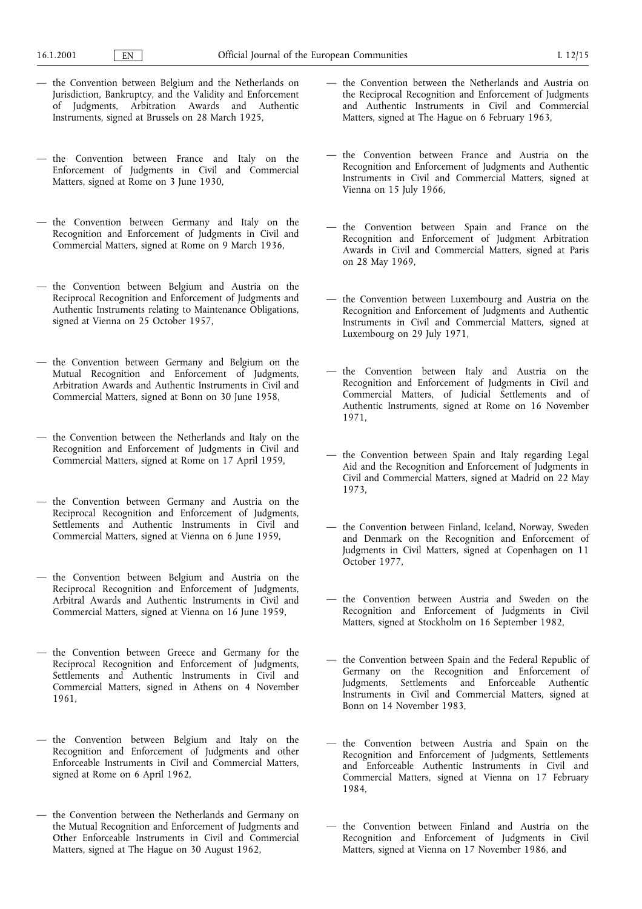- the Convention between Belgium and the Netherlands on Jurisdiction, Bankruptcy, and the Validity and Enforcement of Judgments, Arbitration Awards and Authentic Instruments, signed at Brussels on 28 March 1925,

- the Convention between France and Italy on the Enforcement of Judgments in Civil and Commercial Matters, signed at Rome on 3 June 1930,

- the Convention between Germany and Italy on the Recognition and Enforcement of Judgments in Civil and Commercial Matters, signed at Rome on 9 March 1936,

- the Convention between Belgium and Austria on the Reciprocal Recognition and Enforcement of Judgments and Authentic Instruments relating to Maintenance Obligations, signed at Vienna on 25 October 1957,

- the Convention between Germany and Belgium on the Mutual Recognition and Enforcement of Judgments, Arbitration Awards and Authentic Instruments in Civil and Commercial Matters, signed at Bonn on 30 June 1958,

- the Convention between the Netherlands and Italy on the Recognition and Enforcement of Judgments in Civil and Commercial Matters, signed at Rome on 17 April 1959,

- the Convention between Germany and Austria on the Reciprocal Recognition and Enforcement of Judgments, Settlements and Authentic Instruments in Civil and Commercial Matters, signed at Vienna on 6 June 1959,

- the Convention between Belgium and Austria on the Reciprocal Recognition and Enforcement of Judgments, Arbitral Awards and Authentic Instruments in Civil and Commercial Matters, signed at Vienna on 16 June 1959,

- the Convention between Greece and Germany for the Reciprocal Recognition and Enforcement of Judgments, Settlements and Authentic Instruments in Civil and Commercial Matters, signed in Athens on 4 November 1961,

- the Convention between Belgium and Italy on the Recognition and Enforcement of Judgments and other Enforceable Instruments in Civil and Commercial Matters, signed at Rome on 6 April 1962,

- the Convention between the Netherlands and Germany on the Mutual Recognition and Enforcement of Judgments and Other Enforceable Instruments in Civil and Commercial Matters, signed at The Hague on 30 August 1962,

- the Convention between the Netherlands and Austria on the Reciprocal Recognition and Enforcement of Judgments and Authentic Instruments in Civil and Commercial Matters, signed at The Hague on 6 February 1963,

- the Convention between France and Austria on the Recognition and Enforcement of Judgments and Authentic Instruments in Civil and Commercial Matters, signed at Vienna on 15 July 1966,

- the Convention between Spain and France on the Recognition and Enforcement of Judgment Arbitration Awards in Civil and Commercial Matters, signed at Paris on 28 May 1969,

- the Convention between Luxembourg and Austria on the Recognition and Enforcement of Judgments and Authentic Instruments in Civil and Commercial Matters, signed at Luxembourg on 29 July 1971,

- the Convention between Italy and Austria on the Recognition and Enforcement of Judgments in Civil and Commercial Matters, of Judicial Settlements and of Authentic Instruments, signed at Rome on 16 November 1971,

- the Convention between Spain and Italy regarding Legal Aid and the Recognition and Enforcement of Judgments in Civil and Commercial Matters, signed at Madrid on 22 May 1973,

- the Convention between Finland, Iceland, Norway, Sweden and Denmark on the Recognition and Enforcement of Judgments in Civil Matters, signed at Copenhagen on 11 October 1977,

- the Convention between Austria and Sweden on the Recognition and Enforcement of Judgments in Civil Matters, signed at Stockholm on 16 September 1982,

- the Convention between Spain and the Federal Republic of Germany on the Recognition and Enforcement of Judgments, Settlements and Enforceable Authentic Instruments in Civil and Commercial Matters, signed at Bonn on 14 November 1983,

- the Convention between Austria and Spain on the Recognition and Enforcement of Judgments, Settlements and Enforceable Authentic Instruments in Civil and Commercial Matters, signed at Vienna on 17 February 1984,

- the Convention between Finland and Austria on the Recognition and Enforcement of Judgments in Civil Matters, signed at Vienna on 17 November 1986, and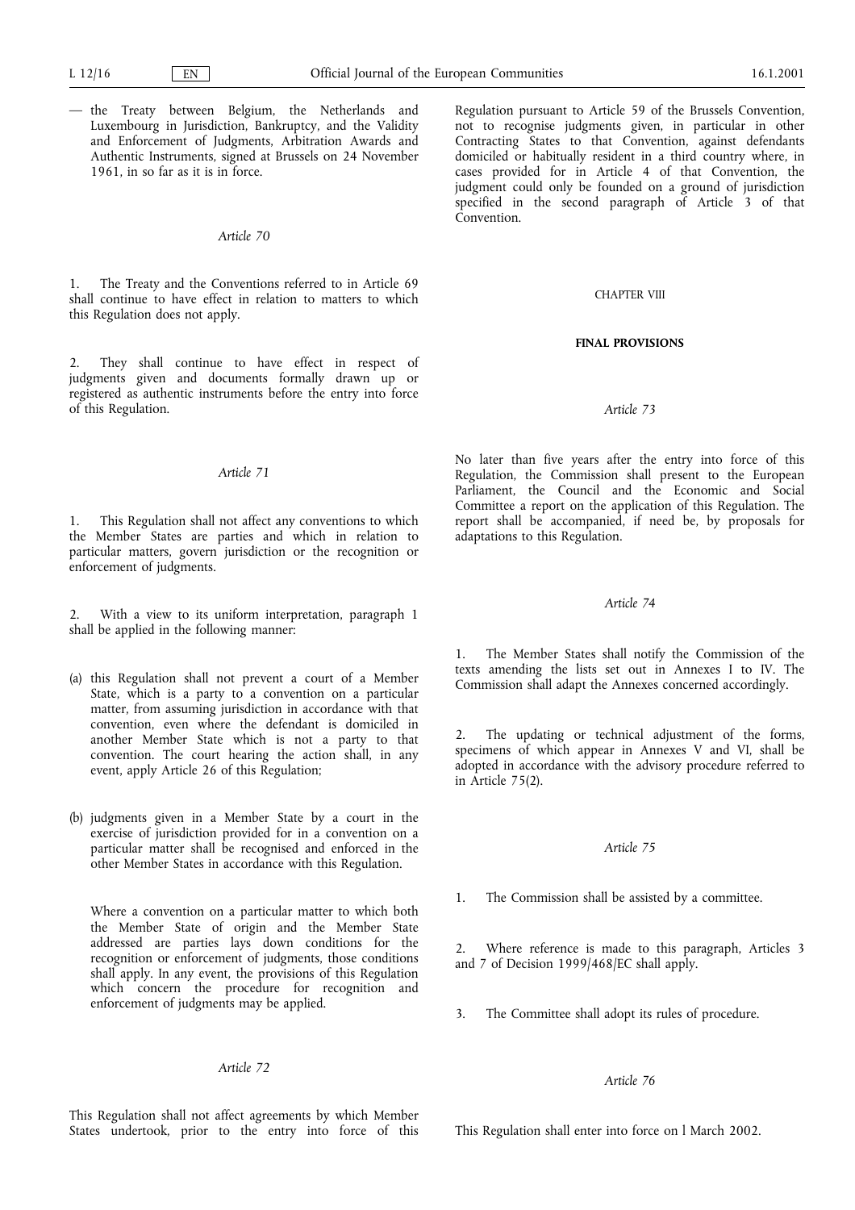— the Treaty between Belgium, the Netherlands and Luxembourg in Jurisdiction, Bankruptcy, and the Validity and Enforcement of Judgments, Arbitration Awards and Authentic Instruments, signed at Brussels on 24 November 1961, in so far as it is in force.

*Article 70*

1. The Treaty and the Conventions referred to in Article 69 shall continue to have effect in relation to matters to which this Regulation does not apply.

2. They shall continue to have effect in respect of judgments given and documents formally drawn up or registered as authentic instruments before the entry into force of this Regulation.

*Article 71*

1. This Regulation shall not affect any conventions to which the Member States are parties and which in relation to particular matters, govern jurisdiction or the recognition or enforcement of judgments.

2. With a view to its uniform interpretation, paragraph 1 shall be applied in the following manner:

(a) this Regulation shall not prevent a court of a Member State, which is a party to a convention on a particular matter, from assuming jurisdiction in accordance with that convention, even where the defendant is domiciled in another Member State which is not a party to that convention. The court hearing the action shall, in any event, apply Article 26 of this Regulation;

(b) judgments given in a Member State by a court in the exercise of jurisdiction provided for in a convention on a particular matter shall be recognised and enforced in the other Member States in accordance with this Regulation.

Where a convention on a particular matter to which both the Member State of origin and the Member State addressed are parties lays down conditions for the recognition or enforcement of judgments, those conditions shall apply. In any event, the provisions of this Regulation which concern the procedure for recognition and enforcement of judgments may be applied.

*Article 72*

This Regulation shall not affect agreements by which Member States undertook, prior to the entry into force of this Regulation pursuant to Article 59 of the Brussels Convention, not to recognise judgments given, in particular in other Contracting States to that Convention, against defendants domiciled or habitually resident in a third country where, in cases provided for in Article 4 of that Convention, the judgment could only be founded on a ground of jurisdiction specified in the second paragraph of Article 3 of that Convention.

## CHAPTER VIII

## FINAL PROVISIONS

*Article 73*

No later than five years after the entry into force of this Regulation, the Commission shall present to the European Parliament, the Council and the Economic and Social Committee a report on the application of this Regulation. The report shall be accompanied, if need be, by proposals for adaptations to this Regulation.

*Article 74*

1. The Member States shall notify the Commission of the texts amending the lists set out in Annexes I to IV. The Commission shall adapt the Annexes concerned accordingly.

2. The updating or technical adjustment of the forms, specimens of which appear in Annexes V and VI, shall be adopted in accordance with the advisory procedure referred to in Article 75(2).

*Article 75*

1. The Commission shall be assisted by a committee.

2. Where reference is made to this paragraph, Articles 3 and 7 of Decision 1999/468/EC shall apply.

3. The Committee shall adopt its rules of procedure.

*Article 76*

This Regulation shall enter into force on 1 March 2002.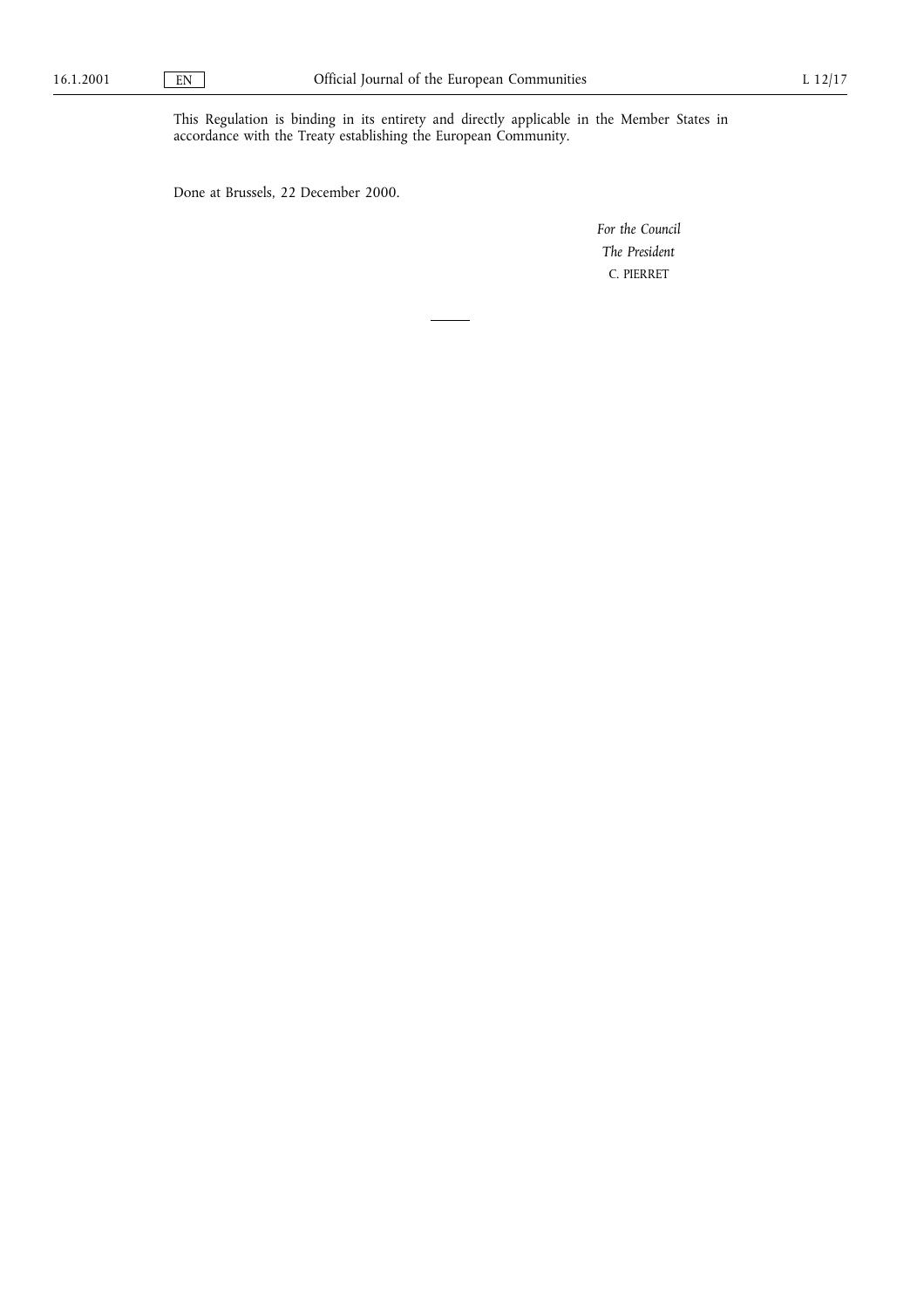This Regulation is binding in its entirety and directly applicable in the Member States in accordance with the Treaty establishing the European Community.

Done at Brussels, 22 December 2000.

*For the Council*

*The President*

C. PIERRET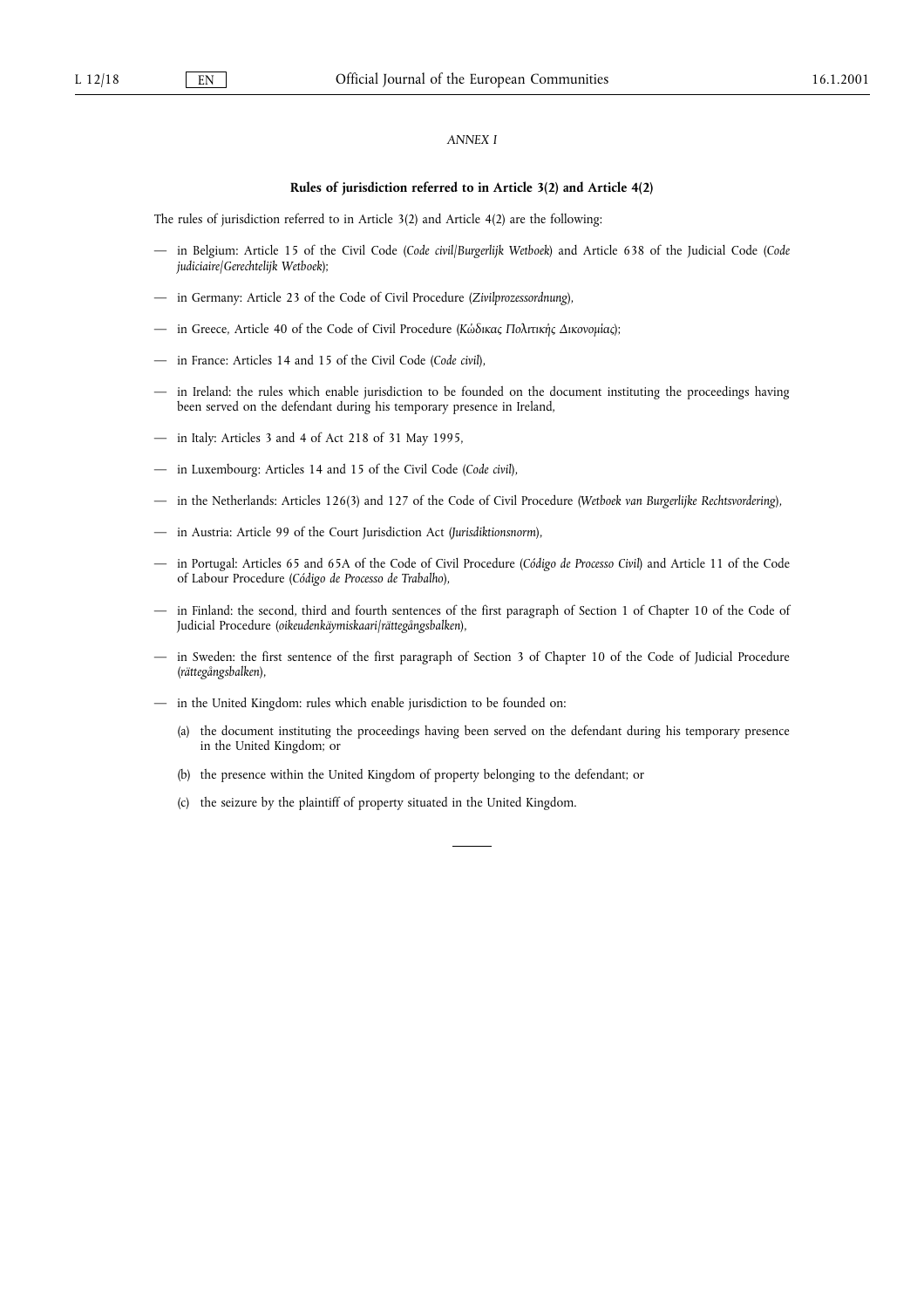*ANNEX I*

**Rules of jurisdiction referred to in Article 3(2) and Article 4(2)**

The rules of jurisdiction referred to in Article 3(2) and Article 4(2) are the following:

— in Belgium: Article 15 of the Civil Code (*Code civil/Burgerlijk Wetboek*) and Article 638 of the Judicial Code (*Code judiciaire/Gerechtelijk Wetboek*);

— in Germany: Article 23 of the Code of Civil Procedure (*Zivilprozessordnung*),

— in Greece, Article 40 of the Code of Civil Procedure (*Κώδικας Πολιτικής Δικονομίας*);

— in France: Articles 14 and 15 of the Civil Code (*Code civil*),

— in Ireland: the rules which enable jurisdiction to be founded on the document instituting the proceedings having been served on the defendant during his temporary presence in Ireland,

— in Italy: Articles 3 and 4 of Act 218 of 31 May 1995,

— in Luxembourg: Articles 14 and 15 of the Civil Code (*Code civil*),

— in the Netherlands: Articles 126(3) and 127 of the Code of Civil Procedure (*Wetboek van Burgerlijke Rechtsvordering*),

— in Austria: Article 99 of the Court Jurisdiction Act (*Jurisdiktionsnorm*),

— in Portugal: Articles 65 and 65A of the Code of Civil Procedure (*Código de Processo Civil*) and Article 11 of the Code of Labour Procedure (*Código de Processo de Trabalho*),

— in Finland: the second, third and fourth sentences of the first paragraph of Section 1 of Chapter 10 of the Code of Judicial Procedure (*oikeudenkäymiskaari/rättegångsbalken*),

— in Sweden: the first sentence of the first paragraph of Section 3 of Chapter 10 of the Code of Judicial Procedure (*rättegångsbalken*),

— in the United Kingdom: rules which enable jurisdiction to be founded on:

(a) the document instituting the proceedings having been served on the defendant during his temporary presence in the United Kingdom; or

(b) the presence within the United Kingdom of property belonging to the defendant; or

(c) the seizure by the plaintiff of property situated in the United Kingdom.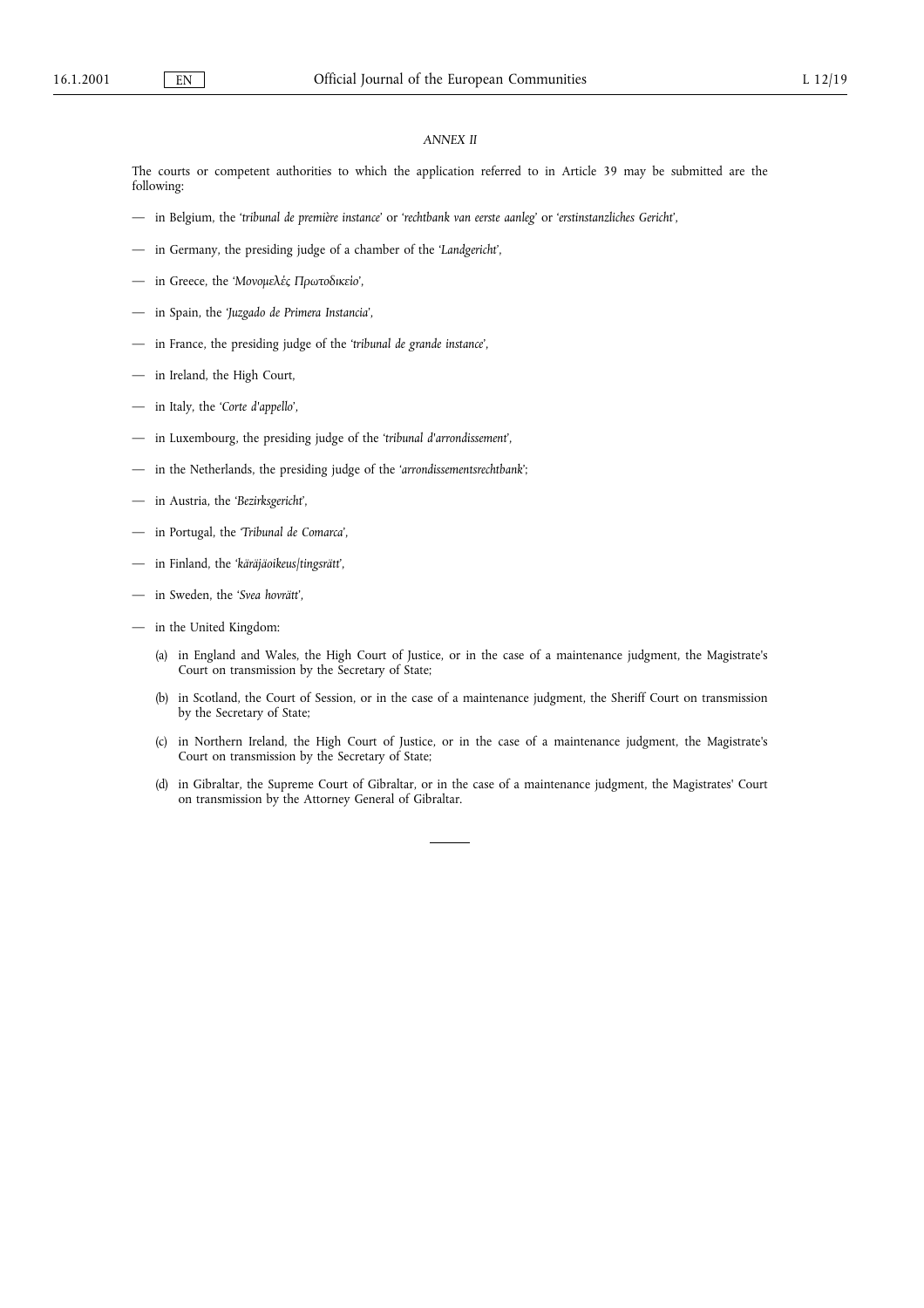*ANNEX II*

The courts or competent authorities to which the application referred to in Article 39 may be submitted are the following:

— in Belgium, the '*tribunal de première instance*' or '*rechtbank van eerste aanleg*' or '*erstinstanzliches Gericht*',

— in Germany, the presiding judge of a chamber of the '*Landgericht*',

— in Greece, the '*Μονομελές Πρωτοδικείο*',

— in Spain, the '*Juzgado de Primera Instancia*',

— in France, the presiding judge of the '*tribunal de grande instance*',

— in Ireland, the High Court,

— in Italy, the '*Corte d'appello*',

— in Luxembourg, the presiding judge of the '*tribunal d'arrondissement*',

— in the Netherlands, the presiding judge of the '*arrondissementsrechtbank*';

— in Austria, the '*Bezirksgericht*',

— in Portugal, the '*Tribunal de Comarca*',

— in Finland, the '*käräjäoikeus/tingsrätt*',

— in Sweden, the '*Svea hovrätt*',

— in the United Kingdom:

(a) in England and Wales, the High Court of Justice, or in the case of a maintenance judgment, the Magistrate's Court on transmission by the Secretary of State;

(b) in Scotland, the Court of Session, or in the case of a maintenance judgment, the Sheriff Court on transmission by the Secretary of State;

(c) in Northern Ireland, the High Court of Justice, or in the case of a maintenance judgment, the Magistrate's Court on transmission by the Secretary of State;

(d) in Gibraltar, the Supreme Court of Gibraltar, or in the case of a maintenance judgment, the Magistrates' Court on transmission by the Attorney General of Gibraltar.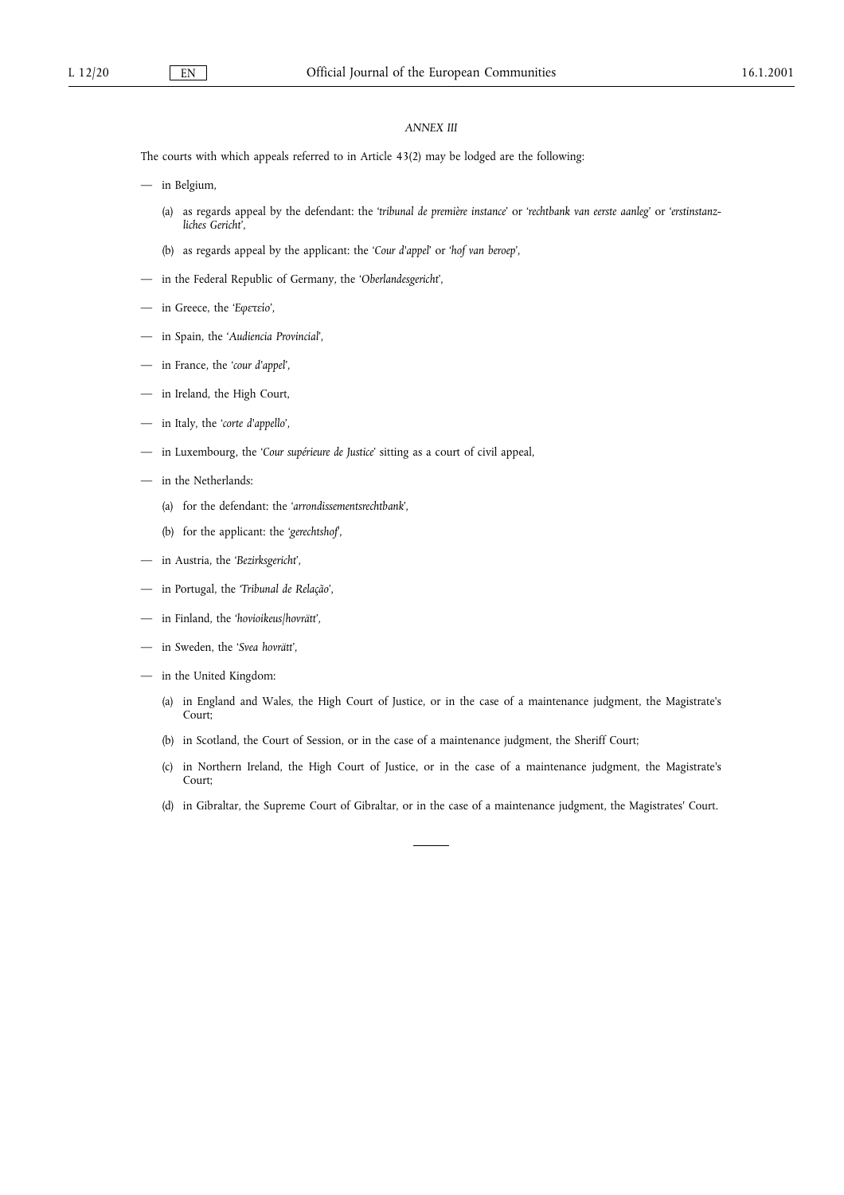*ANNEX III*

The courts with which appeals referred to in Article 43(2) may be lodged are the following:

— in Belgium,

(a) as regards appeal by the defendant: the '*tribunal de première instance*' or '*rechtbank van eerste aanleg*' or '*erstinstanzliches Gericht*',

(b) as regards appeal by the applicant: the '*Cour d'appel*' or '*hof van beroep*',

— in the Federal Republic of Germany, the '*Oberlandesgericht*',

— in Greece, the '*Εφετείο*',

— in Spain, the '*Audiencia Provincial*',

— in France, the '*cour d'appel*',

— in Ireland, the High Court,

— in Italy, the '*corte d'appello*',

— in Luxembourg, the '*Cour supérieure de Justice*' sitting as a court of civil appeal,

— in the Netherlands:

(a) for the defendant: the '*arrondissementsrechtbank*',

(b) for the applicant: the '*gerechtshof*',

— in Austria, the '*Bezirksgericht*',

— in Portugal, the '*Tribunal de Relação*',

— in Finland, the '*hovioikeus/hovrätt*',

— in Sweden, the '*Svea hovrätt*',

— in the United Kingdom:

(a) in England and Wales, the High Court of Justice, or in the case of a maintenance judgment, the Magistrate's Court;

(b) in Scotland, the Court of Session, or in the case of a maintenance judgment, the Sheriff Court;

(c) in Northern Ireland, the High Court of Justice, or in the case of a maintenance judgment, the Magistrate's Court;

(d) in Gibraltar, the Supreme Court of Gibraltar, or in the case of a maintenance judgment, the Magistrates' Court.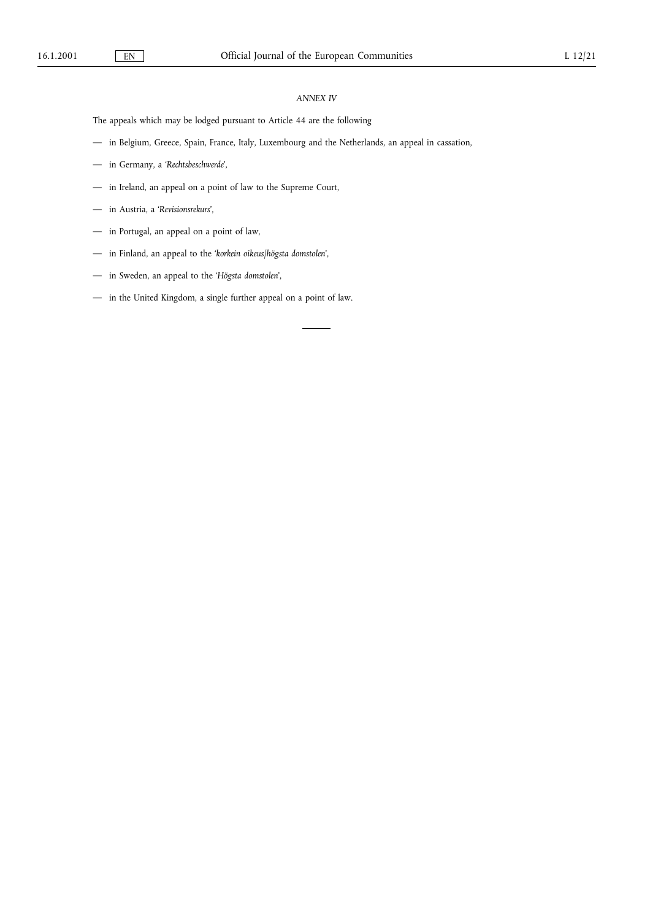*ANNEX IV*

The appeals which may be lodged pursuant to Article 44 are the following

— in Belgium, Greece, Spain, France, Italy, Luxembourg and the Netherlands, an appeal in cassation,

— in Germany, a '*Rechtsbeschwerde*',

— in Ireland, an appeal on a point of law to the Supreme Court,

— in Austria, a '*Revisionsrekurs*',

— in Portugal, an appeal on a point of law,

— in Finland, an appeal to the '*korkein oikeus/högsta domstolen*',

— in Sweden, an appeal to the '*Högsta domstolen*',

— in the United Kingdom, a single further appeal on a point of law.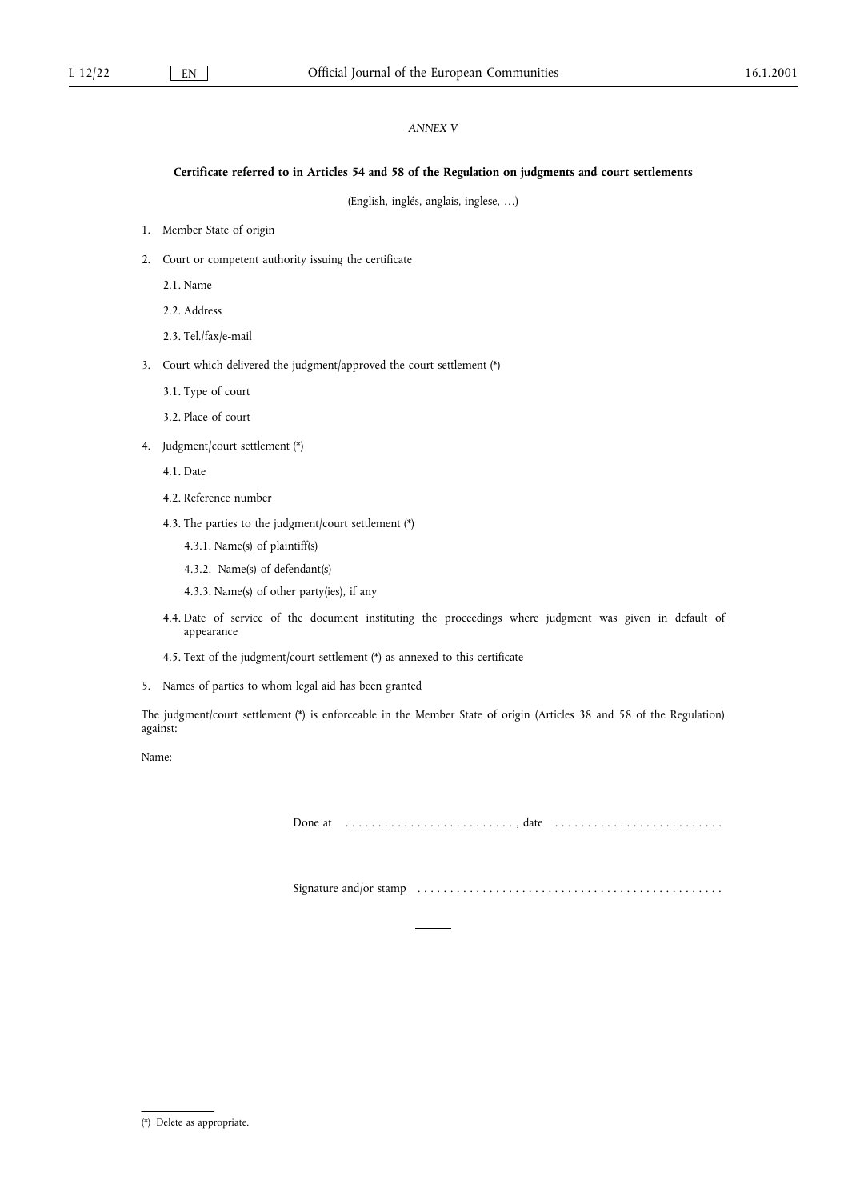*ANNEX V*

**Certificate referred to in Articles 54 and 58 of the Regulation on judgments and court settlements**

(English, inglés, anglais, inglese, …)

1. Member State of origin

2. Court or competent authority issuing the certificate

   2.1. Name

   2.2. Address

   2.3. Tel./fax/e-mail

3. Court which delivered the judgment/approved the court settlement (*)

   3.1. Type of court

   3.2. Place of court

4. Judgment/court settlement (*)

   4.1. Date

   4.2. Reference number

   4.3. The parties to the judgment/court settlement (*)

      4.3.1. Name(s) of plaintiff(s)

      4.3.2. Name(s) of defendant(s)

      4.3.3. Name(s) of other party(ies), if any

   4.4. Date of service of the document instituting the proceedings where judgment was given in default of appearance

   4.5. Text of the judgment/court settlement (*) as annexed to this certificate

5. Names of parties to whom legal aid has been granted

The judgment/court settlement (*) is enforceable in the Member State of origin (Articles 38 and 58 of the Regulation) against:

Name:

Done at .........................., date ..........................

Signature and/or stamp ..............................................

(*) Delete as appropriate.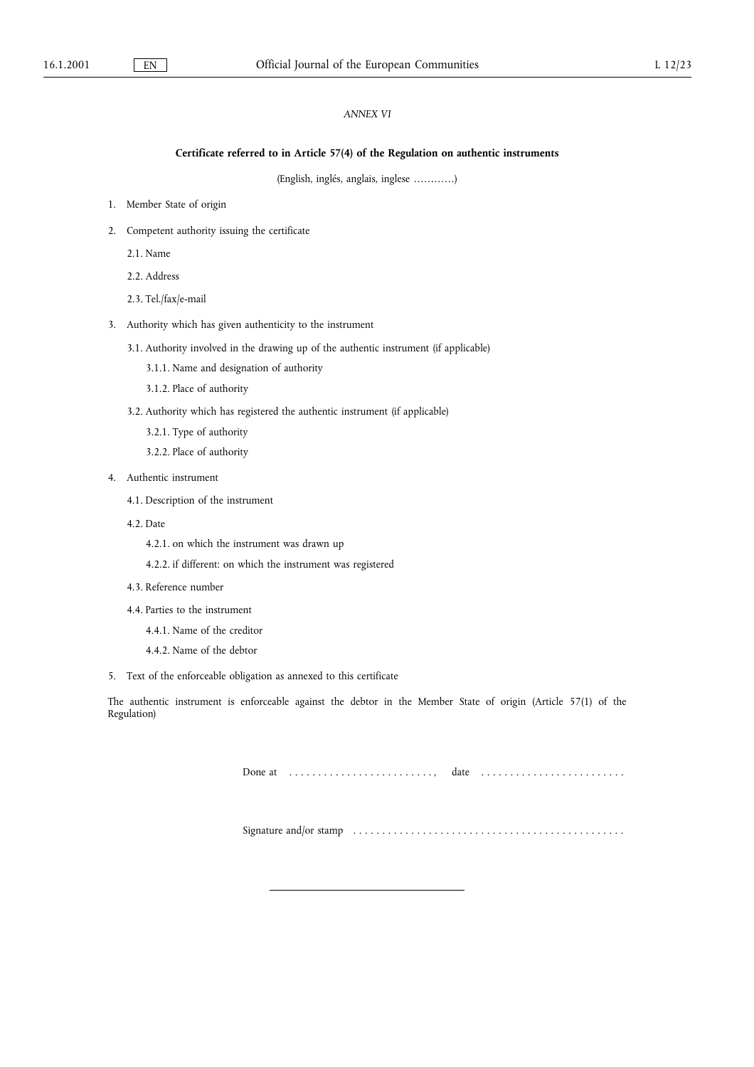*ANNEX VI*

**Certificate referred to in Article 57(4) of the Regulation on authentic instruments**

(English, inglés, anglais, inglese ...........)

1. Member State of origin

2. Competent authority issuing the certificate

   2.1. Name

   2.2. Address

   2.3. Tel./fax/e-mail

3. Authority which has given authenticity to the instrument

   3.1. Authority involved in the drawing up of the authentic instrument (if applicable)

      3.1.1. Name and designation of authority

      3.1.2. Place of authority

   3.2. Authority which has registered the authentic instrument (if applicable)

      3.2.1. Type of authority

      3.2.2. Place of authority

4. Authentic instrument

   4.1. Description of the instrument

   4.2. Date

      4.2.1. on which the instrument was drawn up

      4.2.2. if different: on which the instrument was registered

   4.3. Reference number

   4.4. Parties to the instrument

      4.4.1. Name of the creditor

      4.4.2. Name of the debtor

5. Text of the enforceable obligation as annexed to this certificate

The authentic instrument is enforceable against the debtor in the Member State of origin (Article 57(1) of the Regulation)

Done at .........................., date .........................

Signature and/or stamp ...............................................